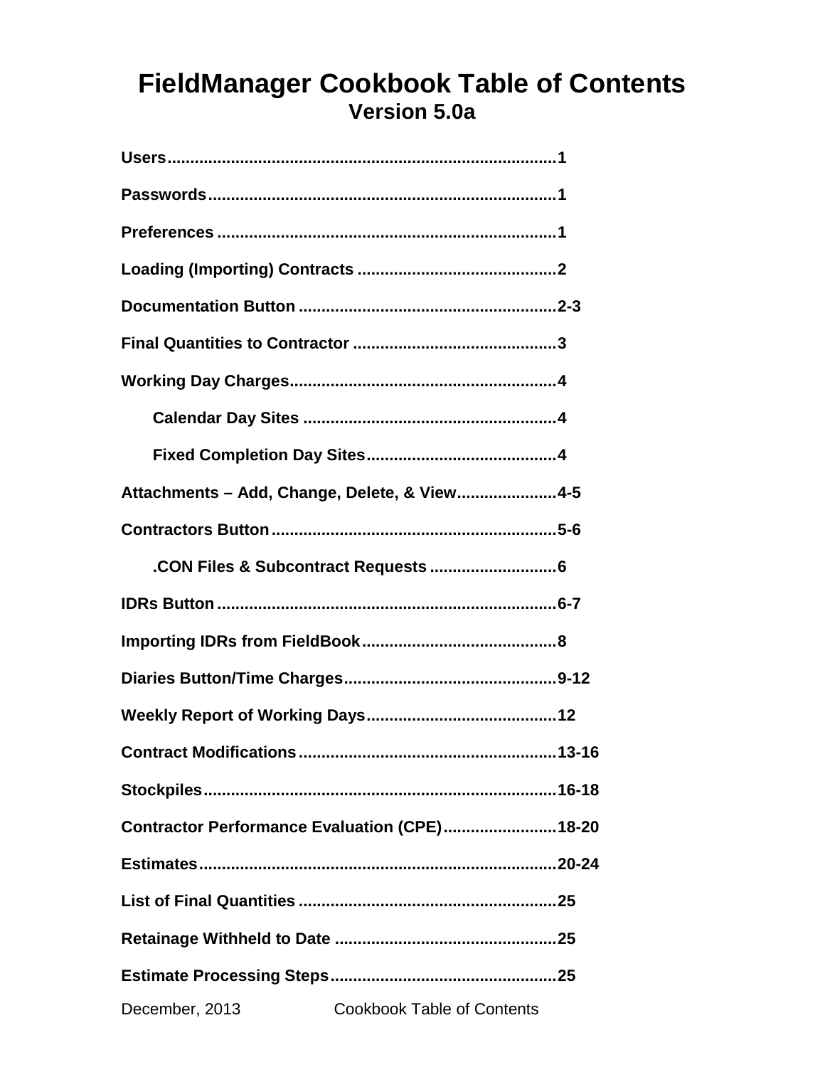# FieldManager Cookbook Table of Contents

## Version 5.0a

**Users**......................................................................1

**Passwords**..................................................................1

**Preferences**................................................................1

**Loading (Importing) Contracts**..................................2

**Documentation Button**...........................................2-3

**Final Quantities to Contractor**...................................3

**Working Day Charges**.................................................4

- **Calendar Day Sites**..............................................4
- **Fixed Completion Day Sites**.................................4

**Attachments – Add, Change, Delete, & View**.............4-5

**Contractors Button**.................................................5-6

- **.CON Files & Subcontract Requests**......................6

**IDRs Button**.............................................................6-7

**Importing IDRs from FieldBook**..................................8

**Diaries Button/Time Charges**...................................9-12

**Weekly Report of Working Days**...............................12

**Contract Modifications**.........................................13-16

**Stockpiles**...............................................................16-18

**Contractor Performance Evaluation (CPE)**..............18-20

**Estimates**................................................................20-24

**List of Final Quantities**...........................................25

**Retainage Withheld to Date**.....................................25

**Estimate Processing Steps**.......................................25

December, 2013 Cookbook Table of Contents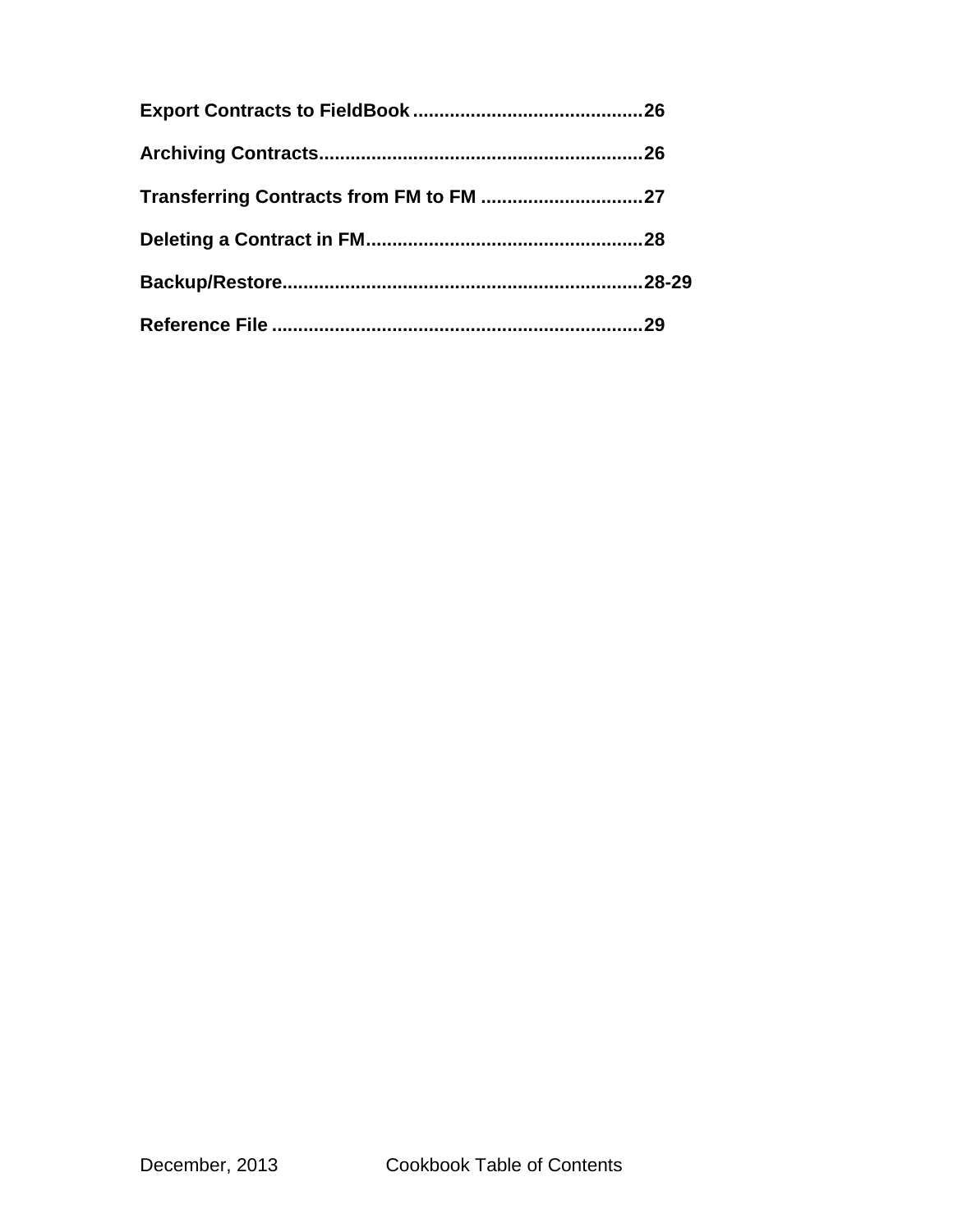**Export Contracts to FieldBook ............................................26**

**Archiving Contracts.............................................................26**

**Transferring Contracts from FM to FM ...............................27**

**Deleting a Contract in FM.....................................................28**

**Backup/Restore....................................................................28-29**

**Reference File ......................................................................29**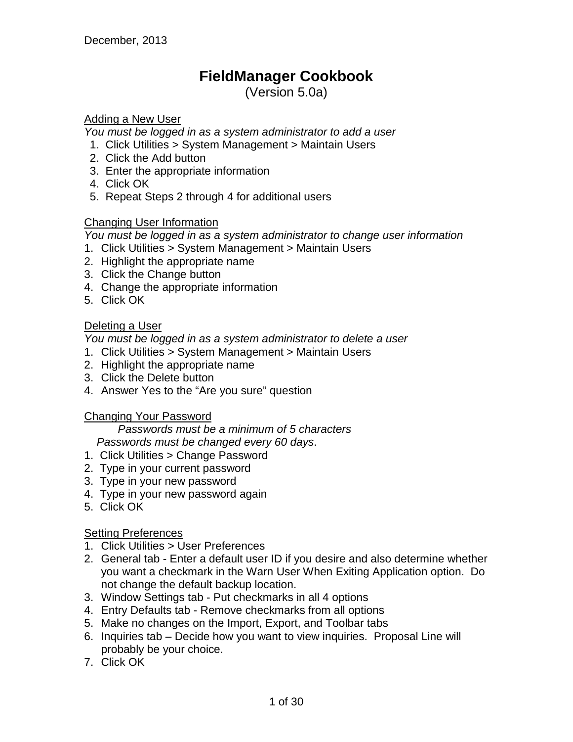# FieldManager Cookbook

(Version 5.0a)

## Adding a New User

*You must be logged in as a system administrator to add a user*

1. Click Utilities > System Management > Maintain Users
2. Click the Add button
3. Enter the appropriate information
4. Click OK
5. Repeat Steps 2 through 4 for additional users

## Changing User Information

*You must be logged in as a system administrator to change user information*

1. Click Utilities > System Management > Maintain Users
2. Highlight the appropriate name
3. Click the Change button
4. Change the appropriate information
5. Click OK

## Deleting a User

*You must be logged in as a system administrator to delete a user*

1. Click Utilities > System Management > Maintain Users
2. Highlight the appropriate name
3. Click the Delete button
4. Answer Yes to the "Are you sure" question

## Changing Your Password

*Passwords must be a minimum of 5 characters*

*Passwords must be changed every 60 days*.

1. Click Utilities > Change Password
2. Type in your current password
3. Type in your new password
4. Type in your new password again
5. Click OK

## Setting Preferences

1. Click Utilities > User Preferences
2. General tab - Enter a default user ID if you desire and also determine whether you want a checkmark in the Warn User When Exiting Application option. Do not change the default backup location.
3. Window Settings tab - Put checkmarks in all 4 options
4. Entry Defaults tab - Remove checkmarks from all options
5. Make no changes on the Import, Export, and Toolbar tabs
6. Inquiries tab – Decide how you want to view inquiries. Proposal Line will probably be your choice.
7. Click OK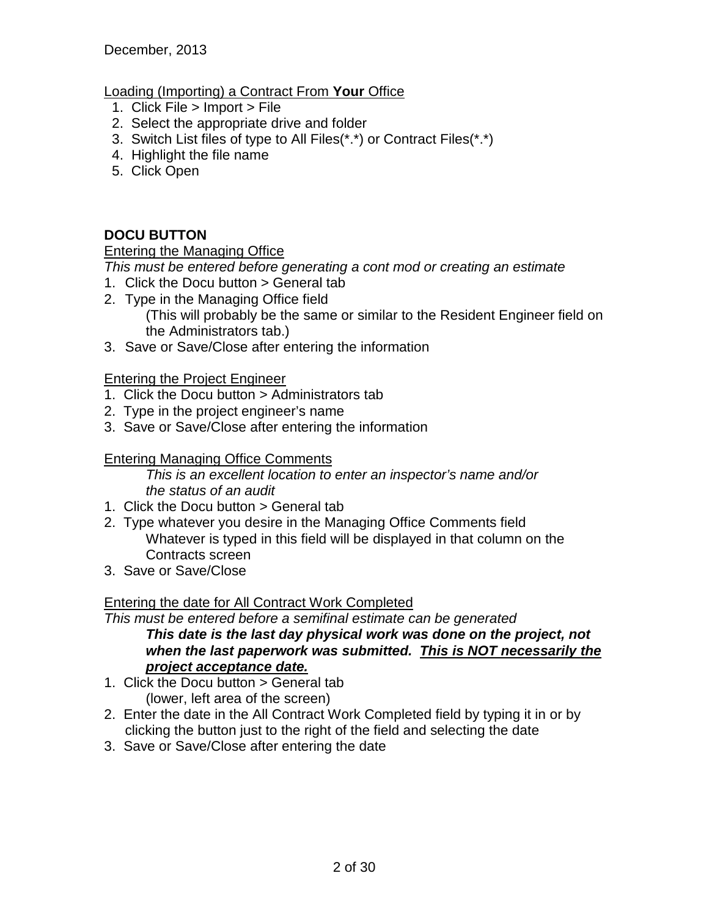December, 2013

Loading (Importing) a Contract From **Your** Office

1. Click File > Import > File
2. Select the appropriate drive and folder
3. Switch List files of type to All Files(*.*) or Contract Files(*.*)
4. Highlight the file name
5. Click Open

## DOCU BUTTON

Entering the Managing Office

*This must be entered before generating a cont mod or creating an estimate*

1. Click the Docu button > General tab
2. Type in the Managing Office field
   (This will probably be the same or similar to the Resident Engineer field on the Administrators tab.)
3. Save or Save/Close after entering the information

Entering the Project Engineer

1. Click the Docu button > Administrators tab
2. Type in the project engineer's name
3. Save or Save/Close after entering the information

Entering Managing Office Comments

*This is an excellent location to enter an inspector's name and/or the status of an audit*

1. Click the Docu button > General tab
2. Type whatever you desire in the Managing Office Comments field
   Whatever is typed in this field will be displayed in that column on the Contracts screen
3. Save or Save/Close

Entering the date for All Contract Work Completed

*This must be entered before a semifinal estimate can be generated*

***This date is the last day physical work was done on the project, not when the last paperwork was submitted. This is NOT necessarily the project acceptance date.***

1. Click the Docu button > General tab
   (lower, left area of the screen)
2. Enter the date in the All Contract Work Completed field by typing it in or by clicking the button just to the right of the field and selecting the date
3. Save or Save/Close after entering the date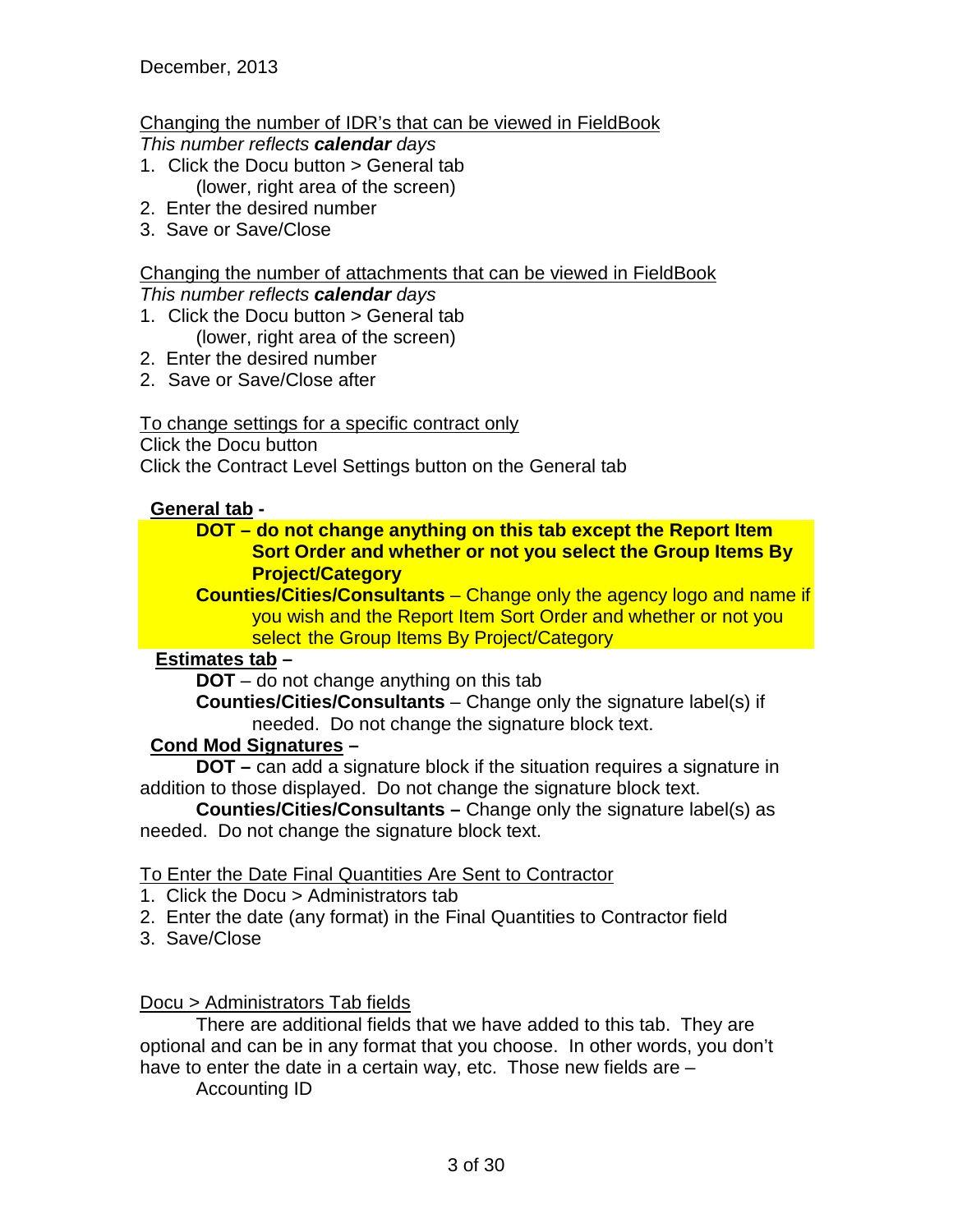December, 2013

Changing the number of IDR's that can be viewed in FieldBook

*This number reflects **calendar** days*

1. Click the Docu button > General tab (lower, right area of the screen)
2. Enter the desired number
3. Save or Save/Close

Changing the number of attachments that can be viewed in FieldBook

*This number reflects **calendar** days*

1. Click the Docu button > General tab (lower, right area of the screen)
2. Enter the desired number
2. Save or Save/Close after

To change settings for a specific contract only

Click the Docu button

Click the Contract Level Settings button on the General tab

**General tab** -

**DOT – do not change anything on this tab except the Report Item Sort Order and whether or not you select the Group Items By Project/Category**

**Counties/Cities/Consultants** – Change only the agency logo and name if you wish and the Report Item Sort Order and whether or not you select the Group Items By Project/Category

**Estimates tab** –

**DOT** – do not change anything on this tab

**Counties/Cities/Consultants** – Change only the signature label(s) if needed. Do not change the signature block text.

**Cond Mod Signatures** –

**DOT –** can add a signature block if the situation requires a signature in addition to those displayed. Do not change the signature block text.

**Counties/Cities/Consultants –** Change only the signature label(s) as needed. Do not change the signature block text.

To Enter the Date Final Quantities Are Sent to Contractor

1. Click the Docu > Administrators tab
2. Enter the date (any format) in the Final Quantities to Contractor field
3. Save/Close

Docu > Administrators Tab fields

There are additional fields that we have added to this tab. They are optional and can be in any format that you choose. In other words, you don't have to enter the date in a certain way, etc. Those new fields are –

Accounting ID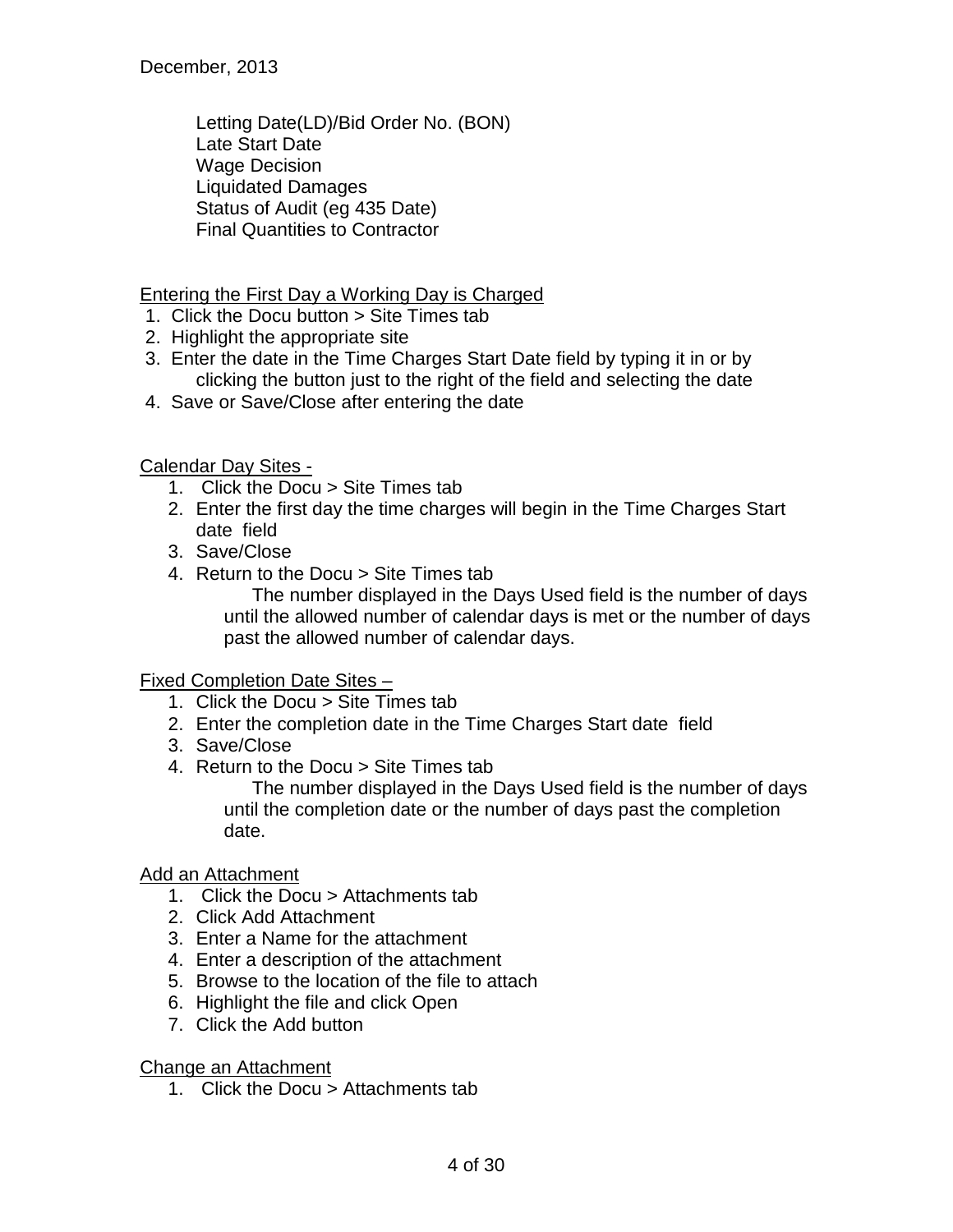Letting Date(LD)/Bid Order No. (BON)
Late Start Date
Wage Decision
Liquidated Damages
Status of Audit (eg 435 Date)
Final Quantities to Contractor

<u>Entering the First Day a Working Day is Charged</u>

1. Click the Docu button > Site Times tab
2. Highlight the appropriate site
3. Enter the date in the Time Charges Start Date field by typing it in or by clicking the button just to the right of the field and selecting the date
4. Save or Save/Close after entering the date

<u>Calendar Day Sites -</u>

1. Click the Docu > Site Times tab
2. Enter the first day the time charges will begin in the Time Charges Start date field
3. Save/Close
4. Return to the Docu > Site Times tab

   The number displayed in the Days Used field is the number of days until the allowed number of calendar days is met or the number of days past the allowed number of calendar days.

<u>Fixed Completion Date Sites –</u>

1. Click the Docu > Site Times tab
2. Enter the completion date in the Time Charges Start date field
3. Save/Close
4. Return to the Docu > Site Times tab

   The number displayed in the Days Used field is the number of days until the completion date or the number of days past the completion date.

<u>Add an Attachment</u>

1. Click the Docu > Attachments tab
2. Click Add Attachment
3. Enter a Name for the attachment
4. Enter a description of the attachment
5. Browse to the location of the file to attach
6. Highlight the file and click Open
7. Click the Add button

<u>Change an Attachment</u>

1. Click the Docu > Attachments tab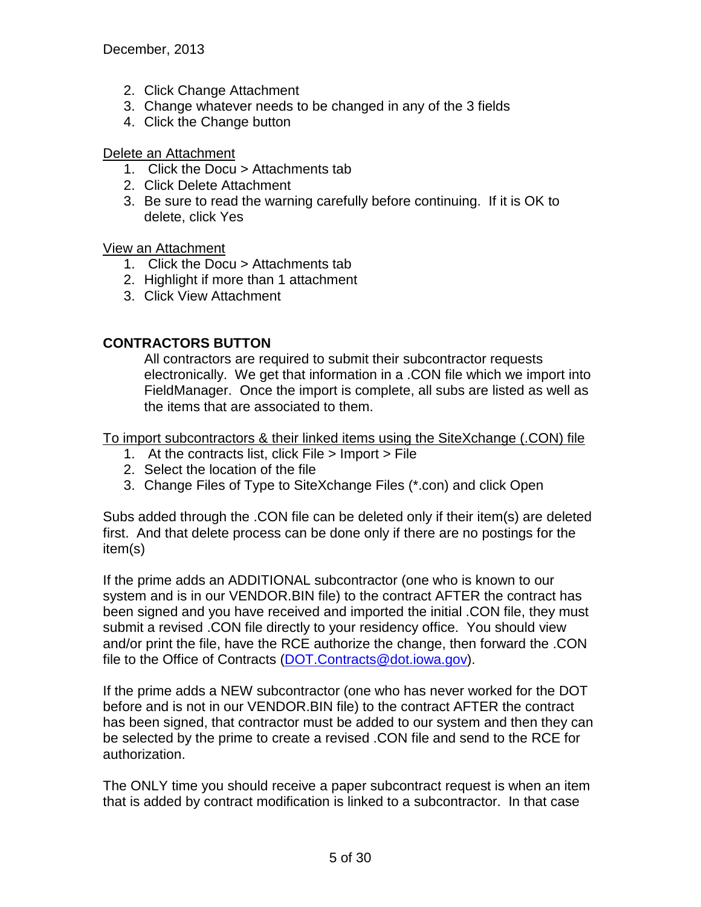2. Click Change Attachment
3. Change whatever needs to be changed in any of the 3 fields
4. Click the Change button

Delete an Attachment

1. Click the Docu > Attachments tab
2. Click Delete Attachment
3. Be sure to read the warning carefully before continuing. If it is OK to delete, click Yes

View an Attachment

1. Click the Docu > Attachments tab
2. Highlight if more than 1 attachment
3. Click View Attachment

**CONTRACTORS BUTTON**

All contractors are required to submit their subcontractor requests electronically. We get that information in a .CON file which we import into FieldManager. Once the import is complete, all subs are listed as well as the items that are associated to them.

To import subcontractors & their linked items using the SiteXchange (.CON) file

1. At the contracts list, click File > Import > File
2. Select the location of the file
3. Change Files of Type to SiteXchange Files (*.con) and click Open

Subs added through the .CON file can be deleted only if their item(s) are deleted first. And that delete process can be done only if there are no postings for the item(s)

If the prime adds an ADDITIONAL subcontractor (one who is known to our system and is in our VENDOR.BIN file) to the contract AFTER the contract has been signed and you have received and imported the initial .CON file, they must submit a revised .CON file directly to your residency office. You should view and/or print the file, have the RCE authorize the change, then forward the .CON file to the Office of Contracts (DOT.Contracts@dot.iowa.gov).

If the prime adds a NEW subcontractor (one who has never worked for the DOT before and is not in our VENDOR.BIN file) to the contract AFTER the contract has been signed, that contractor must be added to our system and then they can be selected by the prime to create a revised .CON file and send to the RCE for authorization.

The ONLY time you should receive a paper subcontract request is when an item that is added by contract modification is linked to a subcontractor. In that case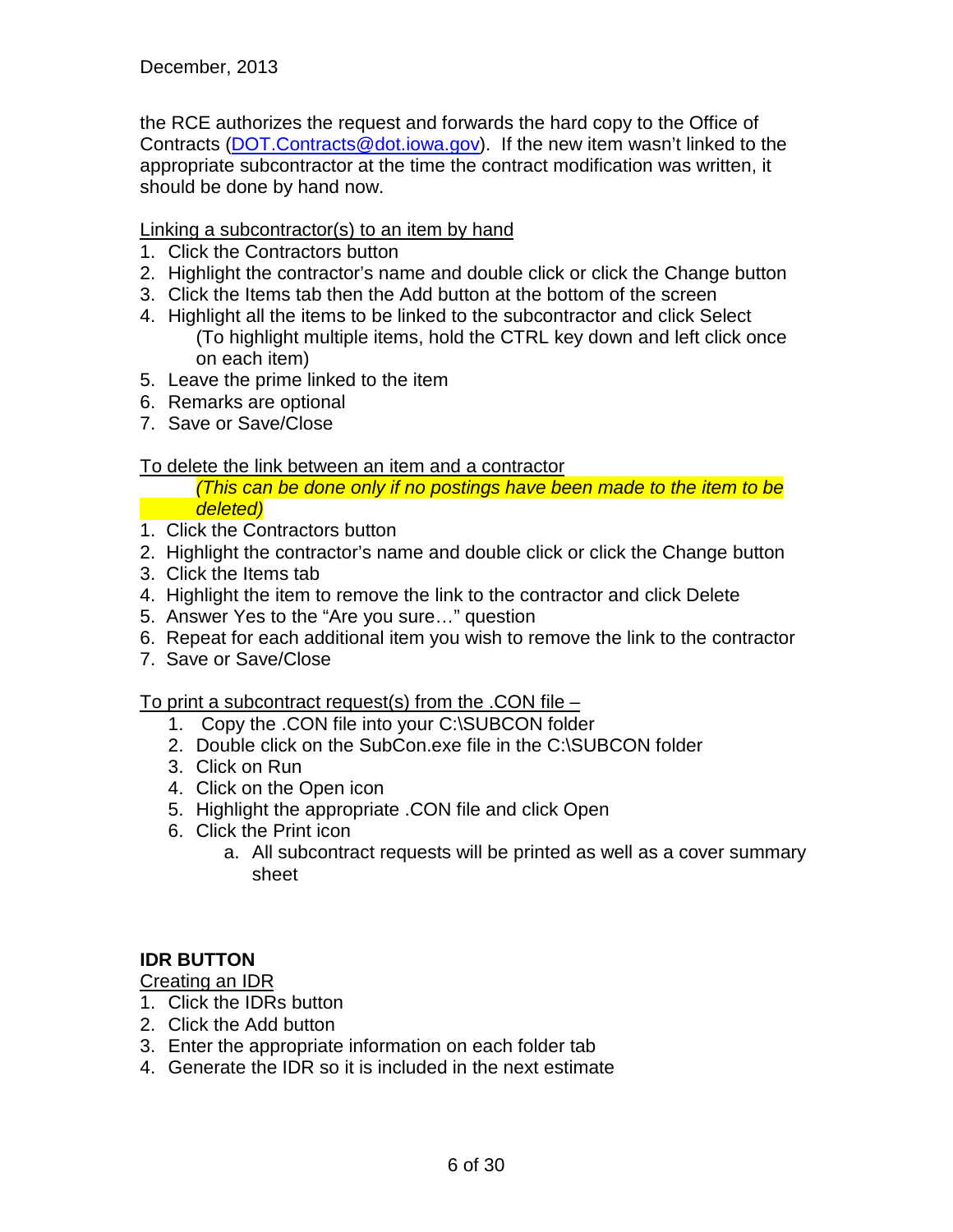the RCE authorizes the request and forwards the hard copy to the Office of Contracts (DOT.Contracts@dot.iowa.gov). If the new item wasn't linked to the appropriate subcontractor at the time the contract modification was written, it should be done by hand now.

<u>Linking a subcontractor(s) to an item by hand</u>

1. Click the Contractors button
2. Highlight the contractor's name and double click or click the Change button
3. Click the Items tab then the Add button at the bottom of the screen
4. Highlight all the items to be linked to the subcontractor and click Select
   (To highlight multiple items, hold the CTRL key down and left click once on each item)
5. Leave the prime linked to the item
6. Remarks are optional
7. Save or Save/Close

<u>To delete the link between an item and a contractor</u>

*(This can be done only if no postings have been made to the item to be deleted)*

1. Click the Contractors button
2. Highlight the contractor's name and double click or click the Change button
3. Click the Items tab
4. Highlight the item to remove the link to the contractor and click Delete
5. Answer Yes to the "Are you sure…" question
6. Repeat for each additional item you wish to remove the link to the contractor
7. Save or Save/Close

<u>To print a subcontract request(s) from the .CON file –</u>

1. Copy the .CON file into your C:\SUBCON folder
2. Double click on the SubCon.exe file in the C:\SUBCON folder
3. Click on Run
4. Click on the Open icon
5. Highlight the appropriate .CON file and click Open
6. Click the Print icon
   a. All subcontract requests will be printed as well as a cover summary sheet

**IDR BUTTON**

<u>Creating an IDR</u>

1. Click the IDRs button
2. Click the Add button
3. Enter the appropriate information on each folder tab
4. Generate the IDR so it is included in the next estimate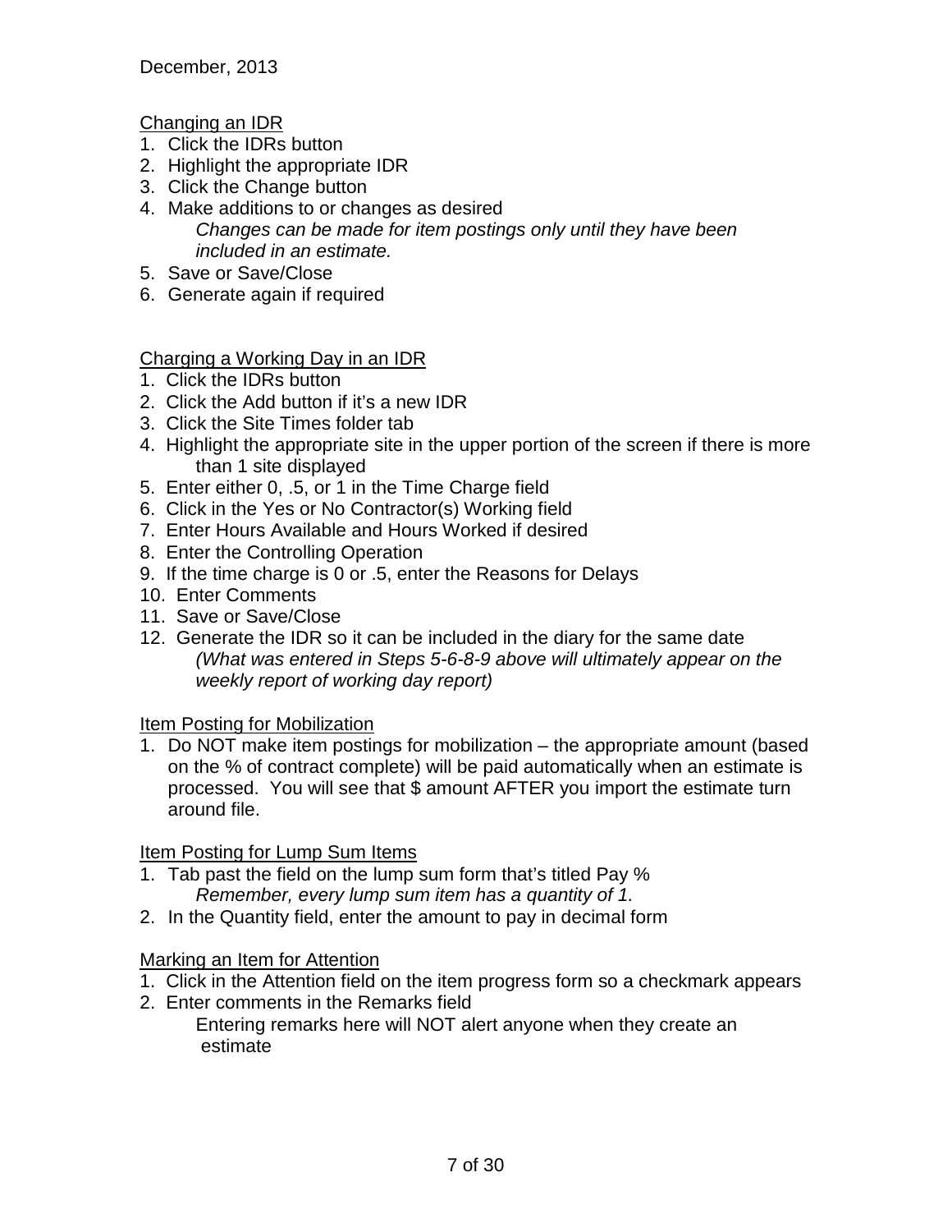Changing an IDR

1. Click the IDRs button
2. Highlight the appropriate IDR
3. Click the Change button
4. Make additions to or changes as desired
   *Changes can be made for item postings only until they have been included in an estimate.*
5. Save or Save/Close
6. Generate again if required

Charging a Working Day in an IDR

1. Click the IDRs button
2. Click the Add button if it's a new IDR
3. Click the Site Times folder tab
4. Highlight the appropriate site in the upper portion of the screen if there is more than 1 site displayed
5. Enter either 0, .5, or 1 in the Time Charge field
6. Click in the Yes or No Contractor(s) Working field
7. Enter Hours Available and Hours Worked if desired
8. Enter the Controlling Operation
9. If the time charge is 0 or .5, enter the Reasons for Delays
10. Enter Comments
11. Save or Save/Close
12. Generate the IDR so it can be included in the diary for the same date
    *(What was entered in Steps 5-6-8-9 above will ultimately appear on the weekly report of working day report)*

Item Posting for Mobilization

1. Do NOT make item postings for mobilization – the appropriate amount (based on the % of contract complete) will be paid automatically when an estimate is processed. You will see that $ amount AFTER you import the estimate turn around file.

Item Posting for Lump Sum Items

1. Tab past the field on the lump sum form that's titled Pay %
   *Remember, every lump sum item has a quantity of 1.*
2. In the Quantity field, enter the amount to pay in decimal form

Marking an Item for Attention

1. Click in the Attention field on the item progress form so a checkmark appears
2. Enter comments in the Remarks field
   Entering remarks here will NOT alert anyone when they create an estimate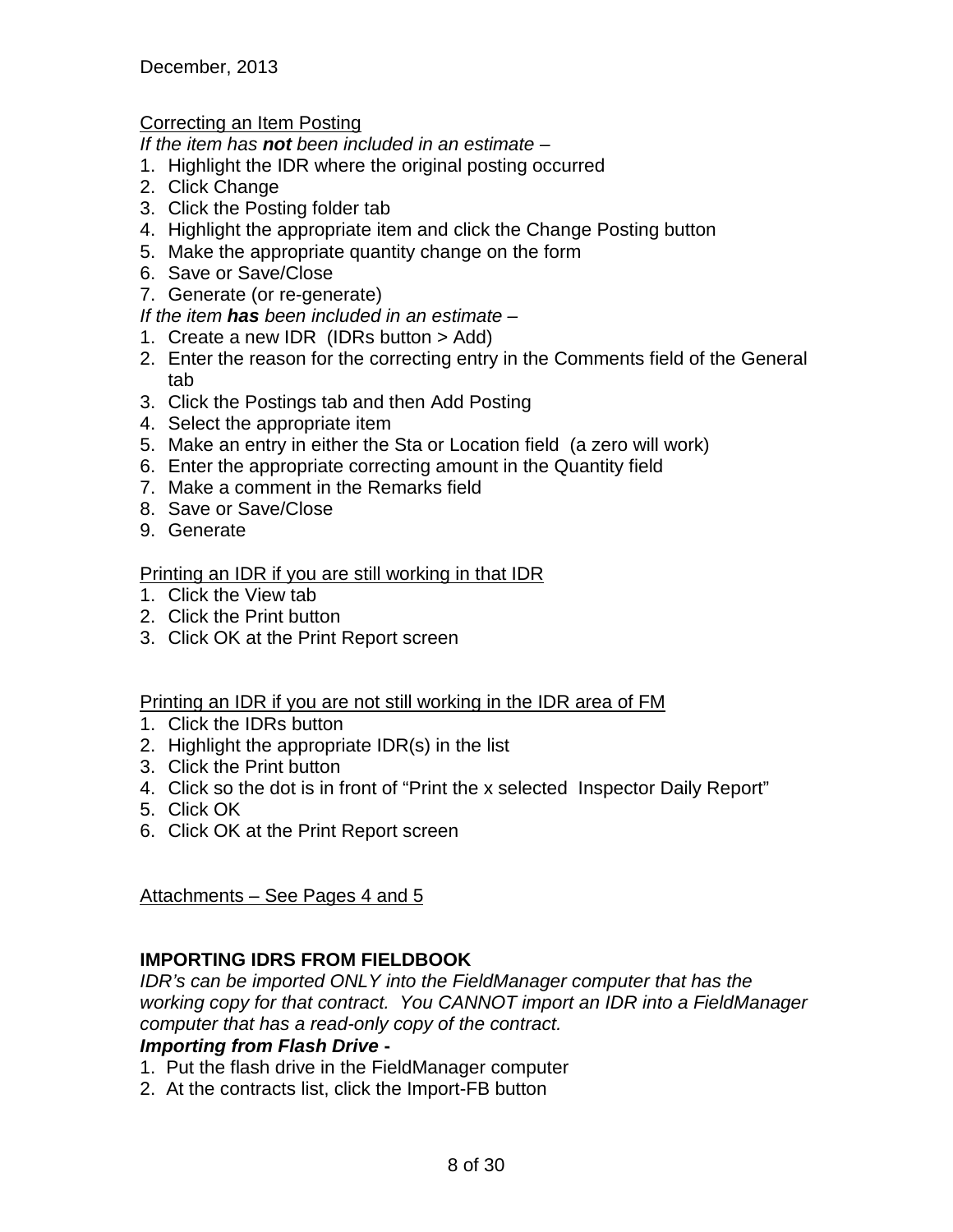Correcting an Item Posting

*If the item has **not** been included in an estimate –*

1. Highlight the IDR where the original posting occurred
2. Click Change
3. Click the Posting folder tab
4. Highlight the appropriate item and click the Change Posting button
5. Make the appropriate quantity change on the form
6. Save or Save/Close
7. Generate (or re-generate)

*If the item **has** been included in an estimate –*

1. Create a new IDR (IDRs button > Add)
2. Enter the reason for the correcting entry in the Comments field of the General tab
3. Click the Postings tab and then Add Posting
4. Select the appropriate item
5. Make an entry in either the Sta or Location field (a zero will work)
6. Enter the appropriate correcting amount in the Quantity field
7. Make a comment in the Remarks field
8. Save or Save/Close
9. Generate

Printing an IDR if you are still working in that IDR

1. Click the View tab
2. Click the Print button
3. Click OK at the Print Report screen

Printing an IDR if you are not still working in the IDR area of FM

1. Click the IDRs button
2. Highlight the appropriate IDR(s) in the list
3. Click the Print button
4. Click so the dot is in front of "Print the x selected Inspector Daily Report"
5. Click OK
6. Click OK at the Print Report screen

Attachments – See Pages 4 and 5

## IMPORTING IDRS FROM FIELDBOOK

*IDR's can be imported ONLY into the FieldManager computer that has the working copy for that contract. You CANNOT import an IDR into a FieldManager computer that has a read-only copy of the contract.*

***Importing from Flash Drive -***

1. Put the flash drive in the FieldManager computer
2. At the contracts list, click the Import-FB button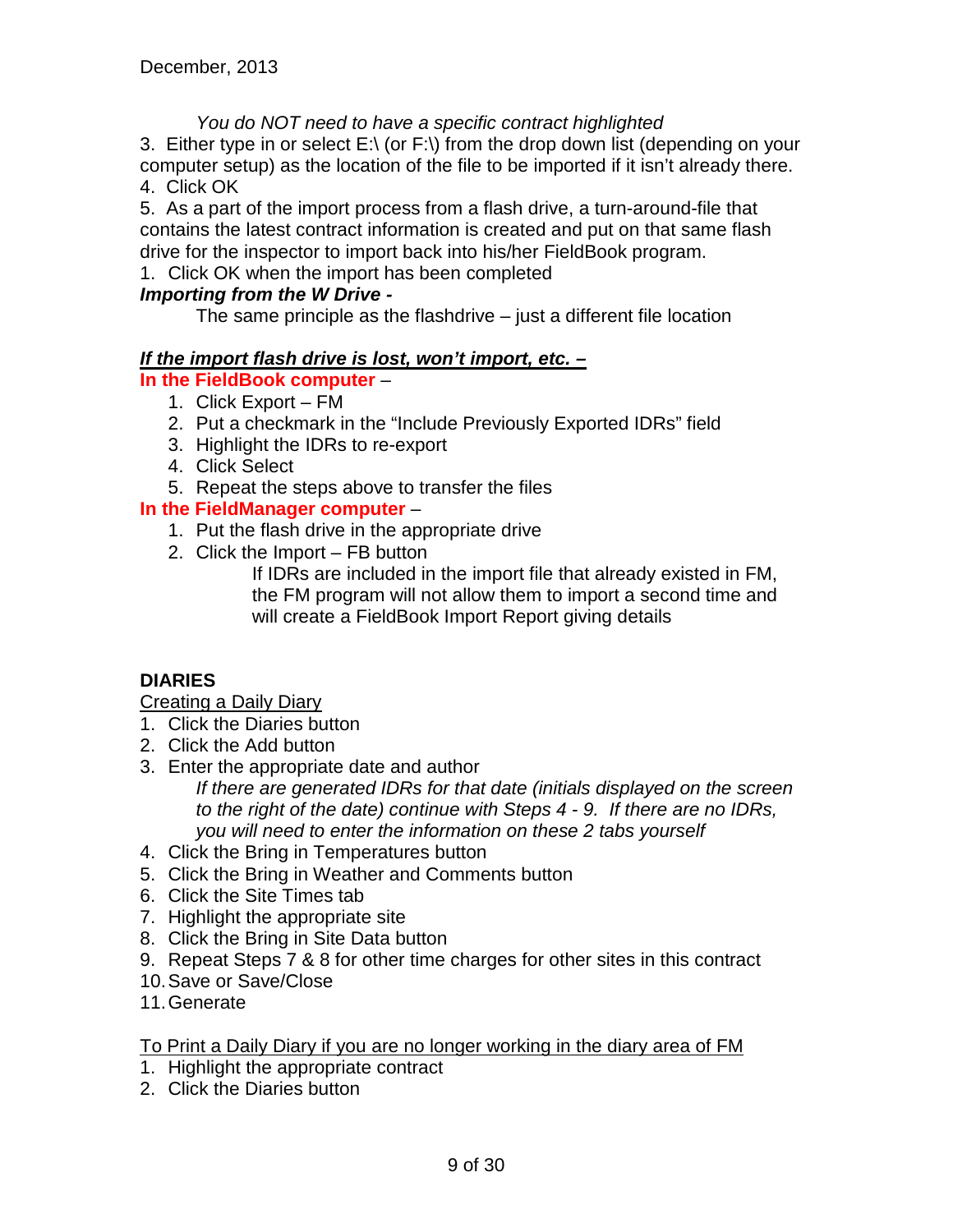*You do NOT need to have a specific contract highlighted*

3. Either type in or select E:\ (or F:\) from the drop down list (depending on your computer setup) as the location of the file to be imported if it isn't already there.
4. Click OK
5. As a part of the import process from a flash drive, a turn-around-file that contains the latest contract information is created and put on that same flash drive for the inspector to import back into his/her FieldBook program.
1. Click OK when the import has been completed

***Importing from the W Drive -***

The same principle as the flashdrive – just a different file location

***<u>If the import flash drive is lost, won't import, etc. –</u>***

**In the FieldBook computer** –

1. Click Export – FM
2. Put a checkmark in the "Include Previously Exported IDRs" field
3. Highlight the IDRs to re-export
4. Click Select
5. Repeat the steps above to transfer the files

**In the FieldManager computer** –

1. Put the flash drive in the appropriate drive
2. Click the Import – FB button

   If IDRs are included in the import file that already existed in FM, the FM program will not allow them to import a second time and will create a FieldBook Import Report giving details

**DIARIES**

<u>Creating a Daily Diary</u>

1. Click the Diaries button
2. Click the Add button
3. Enter the appropriate date and author

   *If there are generated IDRs for that date (initials displayed on the screen to the right of the date) continue with Steps 4 - 9. If there are no IDRs, you will need to enter the information on these 2 tabs yourself*
4. Click the Bring in Temperatures button
5. Click the Bring in Weather and Comments button
6. Click the Site Times tab
7. Highlight the appropriate site
8. Click the Bring in Site Data button
9. Repeat Steps 7 & 8 for other time charges for other sites in this contract
10. Save or Save/Close
11. Generate

<u>To Print a Daily Diary if you are no longer working in the diary area of FM</u>

1. Highlight the appropriate contract
2. Click the Diaries button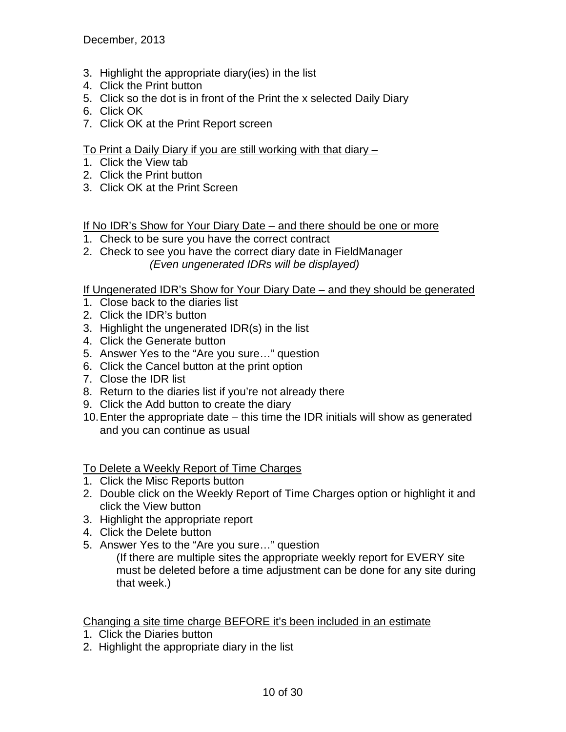3. Highlight the appropriate diary(ies) in the list
4. Click the Print button
5. Click so the dot is in front of the Print the x selected Daily Diary
6. Click OK
7. Click OK at the Print Report screen

<u>To Print a Daily Diary if you are still working with that diary –</u>

1. Click the View tab
2. Click the Print button
3. Click OK at the Print Screen

<u>If No IDR's Show for Your Diary Date – and there should be one or more</u>

1. Check to be sure you have the correct contract
2. Check to see you have the correct diary date in FieldManager
   *(Even ungenerated IDRs will be displayed)*

<u>If Ungenerated IDR's Show for Your Diary Date – and they should be generated</u>

1. Close back to the diaries list
2. Click the IDR's button
3. Highlight the ungenerated IDR(s) in the list
4. Click the Generate button
5. Answer Yes to the "Are you sure…" question
6. Click the Cancel button at the print option
7. Close the IDR list
8. Return to the diaries list if you're not already there
9. Click the Add button to create the diary
10. Enter the appropriate date – this time the IDR initials will show as generated and you can continue as usual

<u>To Delete a Weekly Report of Time Charges</u>

1. Click the Misc Reports button
2. Double click on the Weekly Report of Time Charges option or highlight it and click the View button
3. Highlight the appropriate report
4. Click the Delete button
5. Answer Yes to the "Are you sure…" question
   (If there are multiple sites the appropriate weekly report for EVERY site must be deleted before a time adjustment can be done for any site during that week.)

<u>Changing a site time charge BEFORE it's been included in an estimate</u>

1. Click the Diaries button
2. Highlight the appropriate diary in the list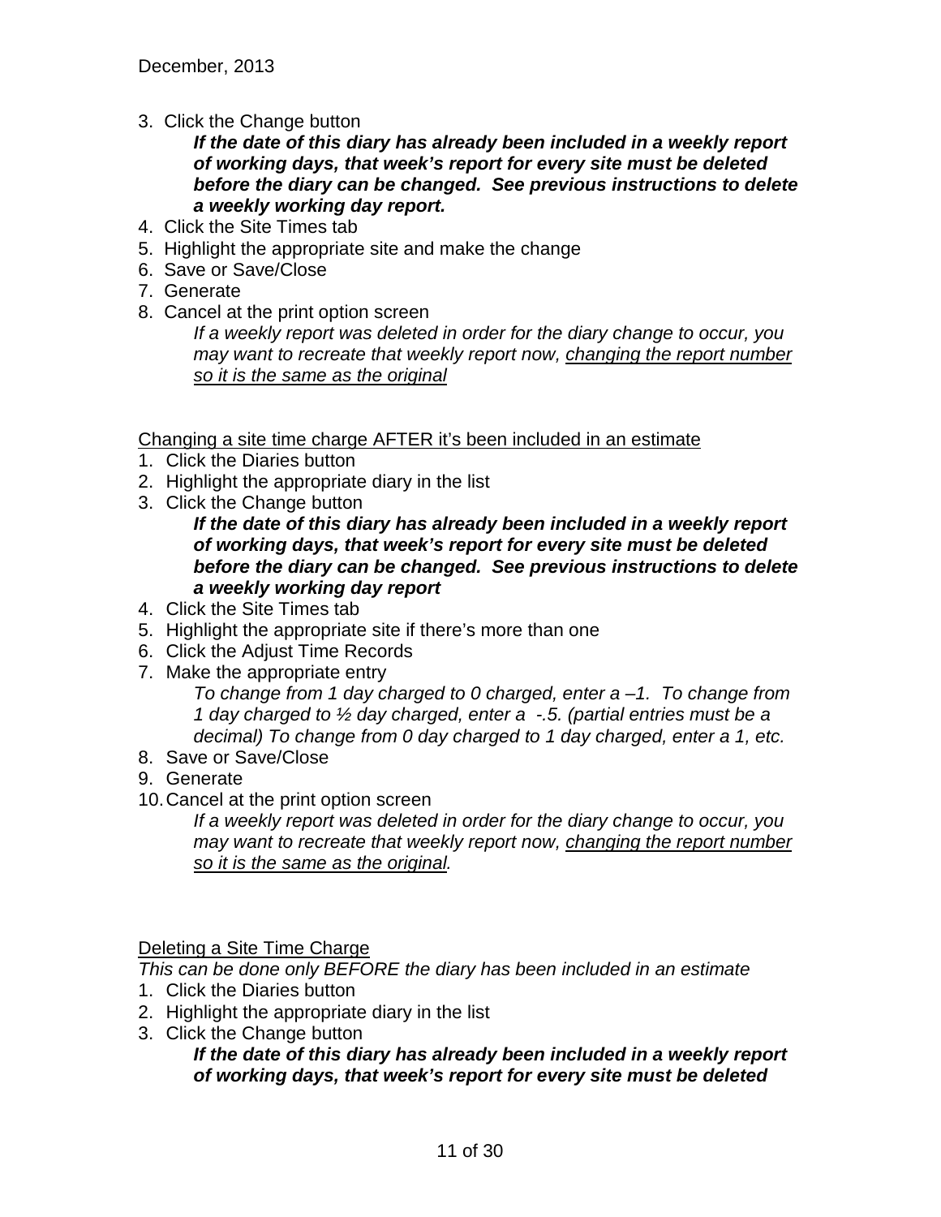3. Click the Change button

    ***If the date of this diary has already been included in a weekly report of working days, that week's report for every site must be deleted before the diary can be changed. See previous instructions to delete a weekly working day report.***

4. Click the Site Times tab
5. Highlight the appropriate site and make the change
6. Save or Save/Close
7. Generate
8. Cancel at the print option screen

    *If a weekly report was deleted in order for the diary change to occur, you may want to recreate that weekly report now, <u>changing the report number so it is the same as the original</u>*

<u>Changing a site time charge AFTER it's been included in an estimate</u>

1. Click the Diaries button
2. Highlight the appropriate diary in the list
3. Click the Change button

    ***If the date of this diary has already been included in a weekly report of working days, that week's report for every site must be deleted before the diary can be changed. See previous instructions to delete a weekly working day report***

4. Click the Site Times tab
5. Highlight the appropriate site if there's more than one
6. Click the Adjust Time Records
7. Make the appropriate entry

    *To change from 1 day charged to 0 charged, enter a –1. To change from 1 day charged to ½ day charged, enter a -.5. (partial entries must be a decimal) To change from 0 day charged to 1 day charged, enter a 1, etc.*

8. Save or Save/Close
9. Generate
10. Cancel at the print option screen

    *If a weekly report was deleted in order for the diary change to occur, you may want to recreate that weekly report now, <u>changing the report number so it is the same as the original</u>.*

<u>Deleting a Site Time Charge</u>

*This can be done only BEFORE the diary has been included in an estimate*

1. Click the Diaries button
2. Highlight the appropriate diary in the list
3. Click the Change button

    ***If the date of this diary has already been included in a weekly report of working days, that week's report for every site must be deleted***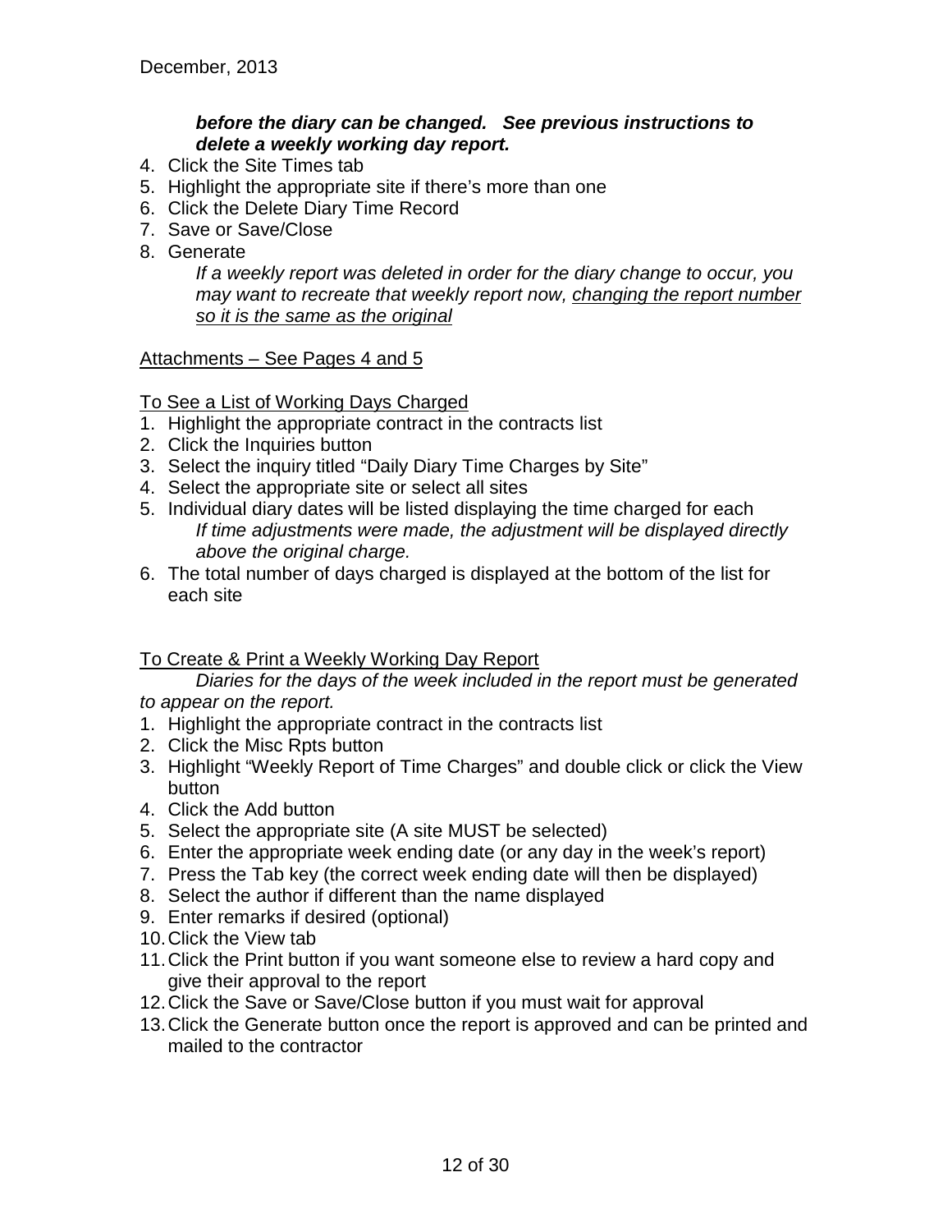***before the diary can be changed. See previous instructions to delete a weekly working day report.***

4. Click the Site Times tab
5. Highlight the appropriate site if there's more than one
6. Click the Delete Diary Time Record
7. Save or Save/Close
8. Generate

   *If a weekly report was deleted in order for the diary change to occur, you may want to recreate that weekly report now, <u>changing the report number so it is the same as the original</u>*

<u>Attachments – See Pages 4 and 5</u>

<u>To See a List of Working Days Charged</u>

1. Highlight the appropriate contract in the contracts list
2. Click the Inquiries button
3. Select the inquiry titled "Daily Diary Time Charges by Site"
4. Select the appropriate site or select all sites
5. Individual diary dates will be listed displaying the time charged for each

   *If time adjustments were made, the adjustment will be displayed directly above the original charge.*
6. The total number of days charged is displayed at the bottom of the list for each site

<u>To Create & Print a Weekly Working Day Report</u>

*Diaries for the days of the week included in the report must be generated to appear on the report.*

1. Highlight the appropriate contract in the contracts list
2. Click the Misc Rpts button
3. Highlight "Weekly Report of Time Charges" and double click or click the View button
4. Click the Add button
5. Select the appropriate site (A site MUST be selected)
6. Enter the appropriate week ending date (or any day in the week's report)
7. Press the Tab key (the correct week ending date will then be displayed)
8. Select the author if different than the name displayed
9. Enter remarks if desired (optional)
10. Click the View tab
11. Click the Print button if you want someone else to review a hard copy and give their approval to the report
12. Click the Save or Save/Close button if you must wait for approval
13. Click the Generate button once the report is approved and can be printed and mailed to the contractor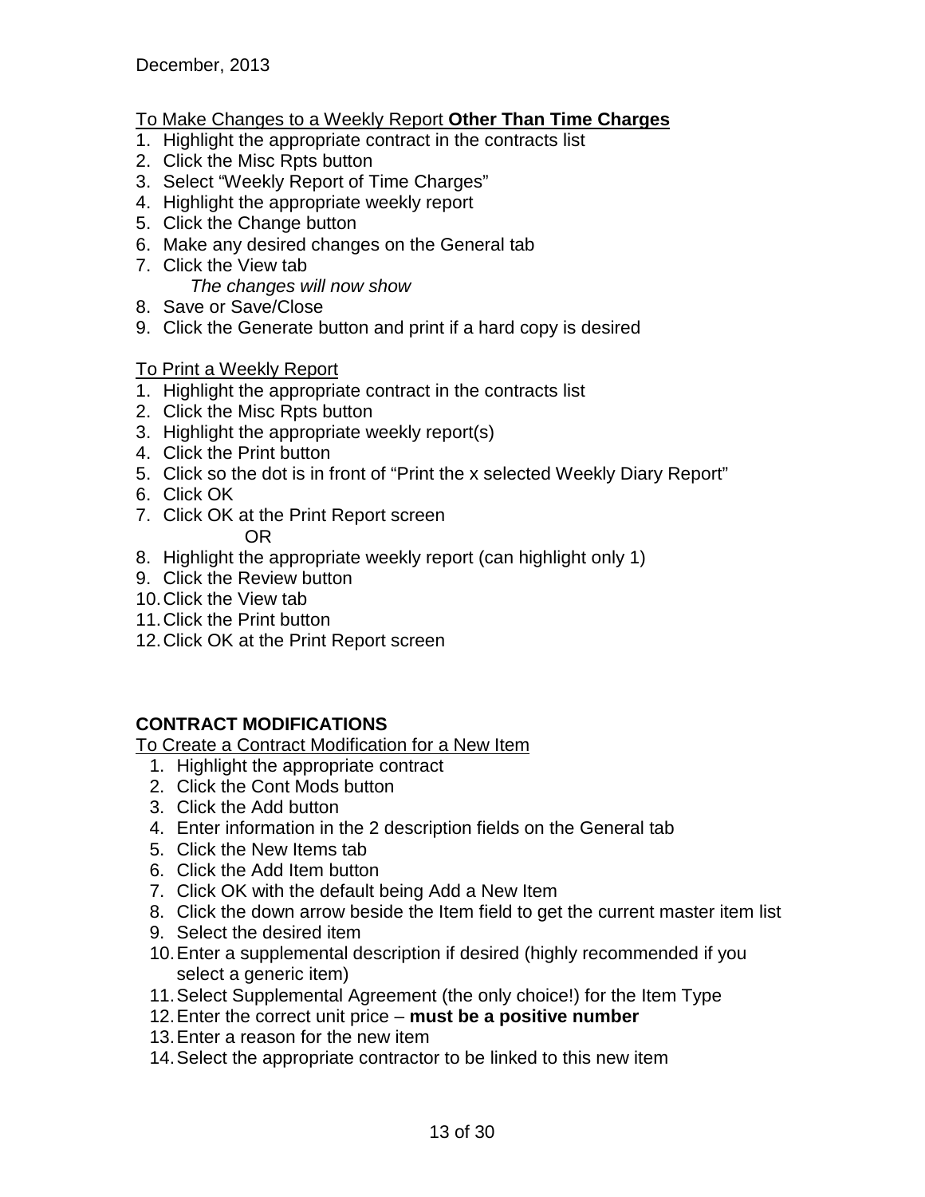December, 2013

To Make Changes to a Weekly Report **Other Than Time Charges**

1. Highlight the appropriate contract in the contracts list
2. Click the Misc Rpts button
3. Select "Weekly Report of Time Charges"
4. Highlight the appropriate weekly report
5. Click the Change button
6. Make any desired changes on the General tab
7. Click the View tab
   *The changes will now show*
8. Save or Save/Close
9. Click the Generate button and print if a hard copy is desired

To Print a Weekly Report

1. Highlight the appropriate contract in the contracts list
2. Click the Misc Rpts button
3. Highlight the appropriate weekly report(s)
4. Click the Print button
5. Click so the dot is in front of "Print the x selected Weekly Diary Report"
6. Click OK
7. Click OK at the Print Report screen

   OR

8. Highlight the appropriate weekly report (can highlight only 1)
9. Click the Review button
10. Click the View tab
11. Click the Print button
12. Click OK at the Print Report screen

**CONTRACT MODIFICATIONS**

To Create a Contract Modification for a New Item

1. Highlight the appropriate contract
2. Click the Cont Mods button
3. Click the Add button
4. Enter information in the 2 description fields on the General tab
5. Click the New Items tab
6. Click the Add Item button
7. Click OK with the default being Add a New Item
8. Click the down arrow beside the Item field to get the current master item list
9. Select the desired item
10. Enter a supplemental description if desired (highly recommended if you select a generic item)
11. Select Supplemental Agreement (the only choice!) for the Item Type
12. Enter the correct unit price – **must be a positive number**
13. Enter a reason for the new item
14. Select the appropriate contractor to be linked to this new item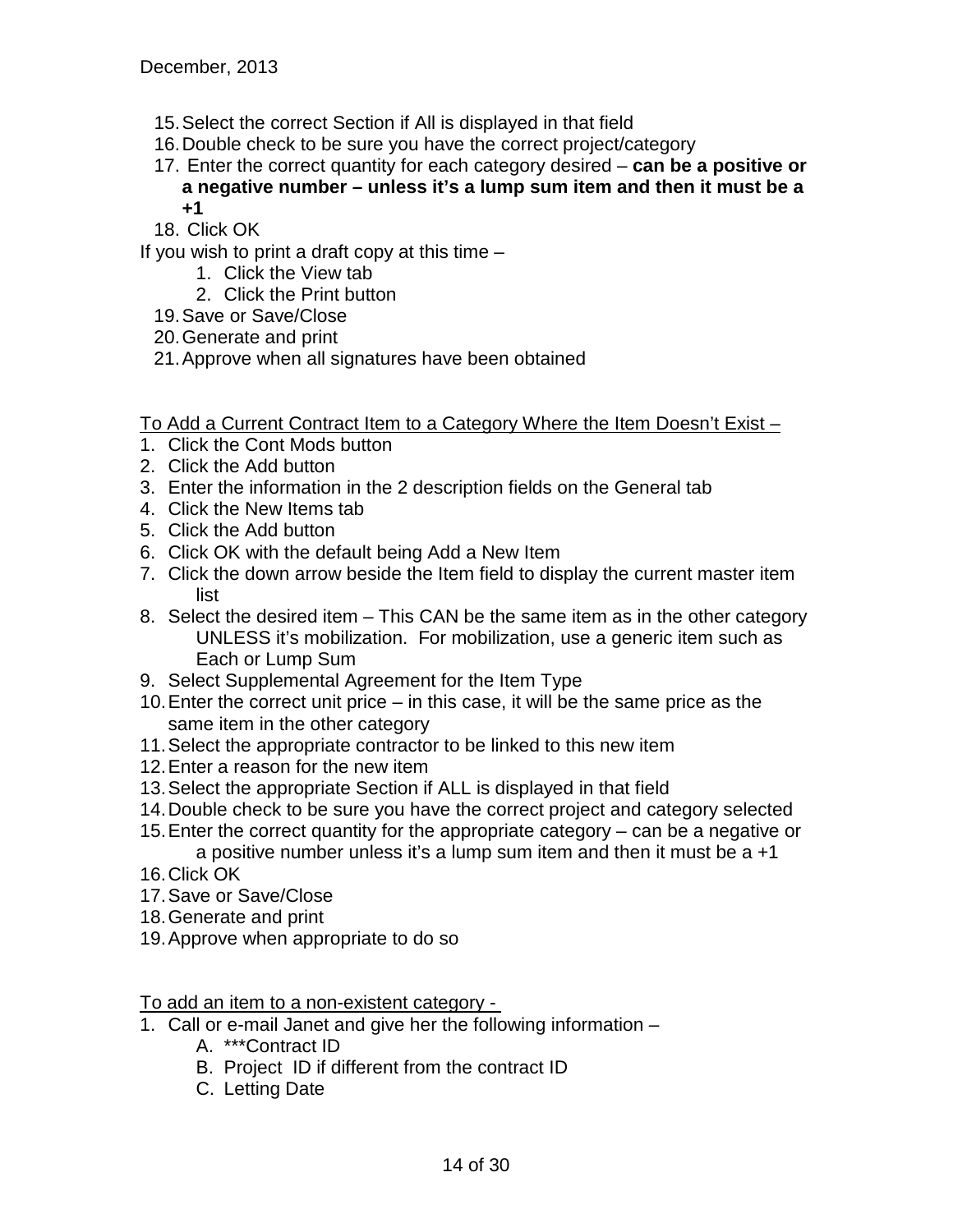15. Select the correct Section if All is displayed in that field
16. Double check to be sure you have the correct project/category
17. Enter the correct quantity for each category desired – **can be a positive or a negative number – unless it's a lump sum item and then it must be a +1**
18. Click OK

If you wish to print a draft copy at this time –

1. Click the View tab
2. Click the Print button

19. Save or Save/Close
20. Generate and print
21. Approve when all signatures have been obtained

<u>To Add a Current Contract Item to a Category Where the Item Doesn't Exist –</u>

1. Click the Cont Mods button
2. Click the Add button
3. Enter the information in the 2 description fields on the General tab
4. Click the New Items tab
5. Click the Add button
6. Click OK with the default being Add a New Item
7. Click the down arrow beside the Item field to display the current master item list
8. Select the desired item – This CAN be the same item as in the other category UNLESS it's mobilization. For mobilization, use a generic item such as Each or Lump Sum
9. Select Supplemental Agreement for the Item Type
10. Enter the correct unit price – in this case, it will be the same price as the same item in the other category
11. Select the appropriate contractor to be linked to this new item
12. Enter a reason for the new item
13. Select the appropriate Section if ALL is displayed in that field
14. Double check to be sure you have the correct project and category selected
15. Enter the correct quantity for the appropriate category – can be a negative or a positive number unless it's a lump sum item and then it must be a +1
16. Click OK
17. Save or Save/Close
18. Generate and print
19. Approve when appropriate to do so

<u>To add an item to a non-existent category -</u>

1. Call or e-mail Janet and give her the following information –
   - A. ***Contract ID
   - B. Project ID if different from the contract ID
   - C. Letting Date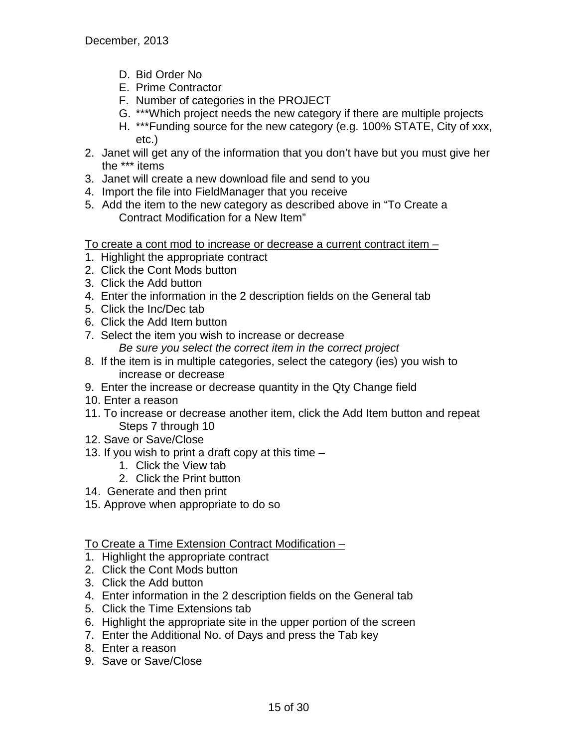D. Bid Order No
E. Prime Contractor
F. Number of categories in the PROJECT
G. ***Which project needs the new category if there are multiple projects
H. ***Funding source for the new category (e.g. 100% STATE, City of xxx, etc.)

2. Janet will get any of the information that you don't have but you must give her the *** items
3. Janet will create a new download file and send to you
4. Import the file into FieldManager that you receive
5. Add the item to the new category as described above in "To Create a Contract Modification for a New Item"

<u>To create a cont mod to increase or decrease a current contract item –</u>

1. Highlight the appropriate contract
2. Click the Cont Mods button
3. Click the Add button
4. Enter the information in the 2 description fields on the General tab
5. Click the Inc/Dec tab
6. Click the Add Item button
7. Select the item you wish to increase or decrease
   *Be sure you select the correct item in the correct project*
8. If the item is in multiple categories, select the category (ies) you wish to increase or decrease
9. Enter the increase or decrease quantity in the Qty Change field
10. Enter a reason
11. To increase or decrease another item, click the Add Item button and repeat Steps 7 through 10
12. Save or Save/Close
13. If you wish to print a draft copy at this time –
    1. Click the View tab
    2. Click the Print button
14. Generate and then print
15. Approve when appropriate to do so

<u>To Create a Time Extension Contract Modification –</u>

1. Highlight the appropriate contract
2. Click the Cont Mods button
3. Click the Add button
4. Enter information in the 2 description fields on the General tab
5. Click the Time Extensions tab
6. Highlight the appropriate site in the upper portion of the screen
7. Enter the Additional No. of Days and press the Tab key
8. Enter a reason
9. Save or Save/Close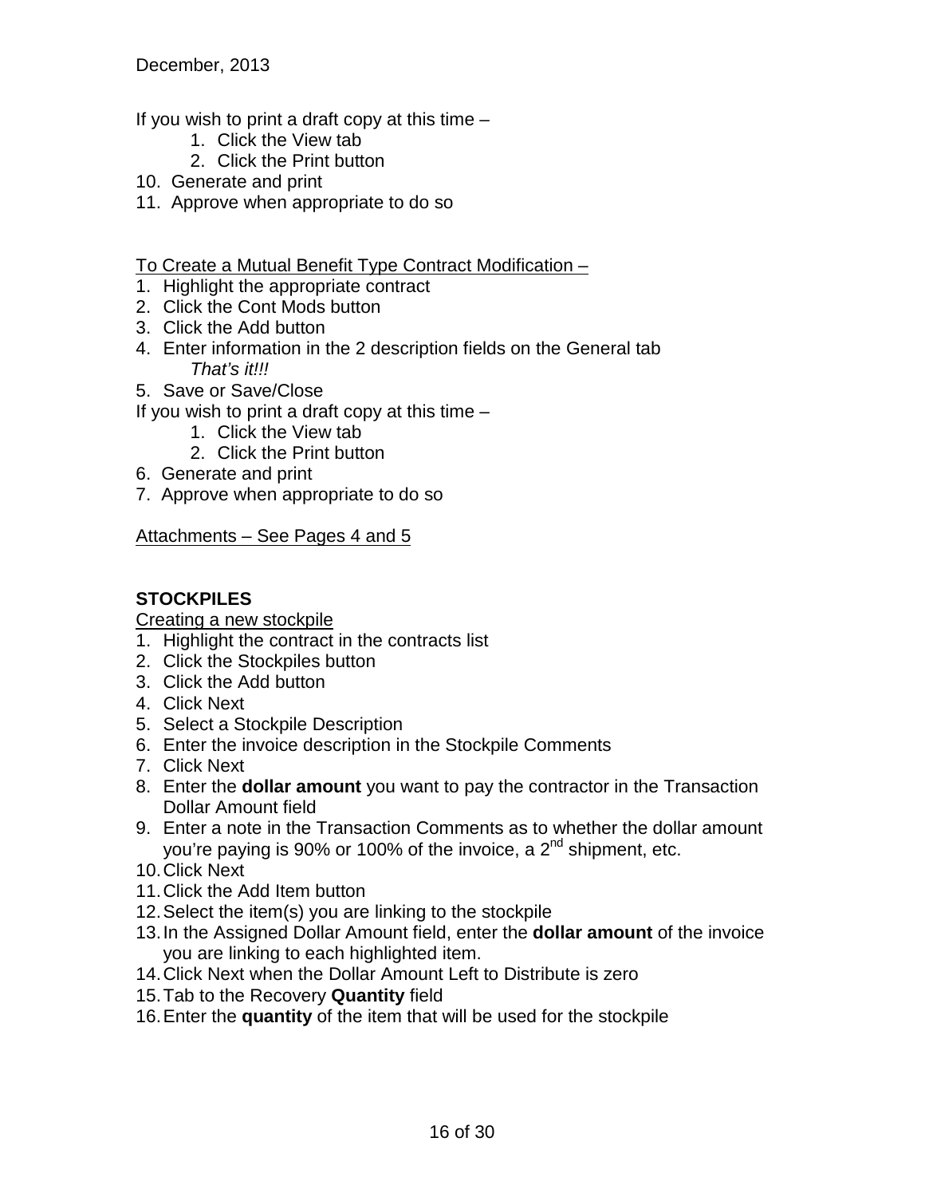If you wish to print a draft copy at this time –

1. Click the View tab
2. Click the Print button

10. Generate and print
11. Approve when appropriate to do so

<u>To Create a Mutual Benefit Type Contract Modification –</u>

1. Highlight the appropriate contract
2. Click the Cont Mods button
3. Click the Add button
4. Enter information in the 2 description fields on the General tab
   *That's it!!!*
5. Save or Save/Close

If you wish to print a draft copy at this time –

1. Click the View tab
2. Click the Print button

6. Generate and print
7. Approve when appropriate to do so

<u>Attachments – See Pages 4 and 5</u>

**STOCKPILES**

<u>Creating a new stockpile</u>

1. Highlight the contract in the contracts list
2. Click the Stockpiles button
3. Click the Add button
4. Click Next
5. Select a Stockpile Description
6. Enter the invoice description in the Stockpile Comments
7. Click Next
8. Enter the **dollar amount** you want to pay the contractor in the Transaction Dollar Amount field
9. Enter a note in the Transaction Comments as to whether the dollar amount you're paying is 90% or 100% of the invoice, a 2nd shipment, etc.
10. Click Next
11. Click the Add Item button
12. Select the item(s) you are linking to the stockpile
13. In the Assigned Dollar Amount field, enter the **dollar amount** of the invoice you are linking to each highlighted item.
14. Click Next when the Dollar Amount Left to Distribute is zero
15. Tab to the Recovery **Quantity** field
16. Enter the **quantity** of the item that will be used for the stockpile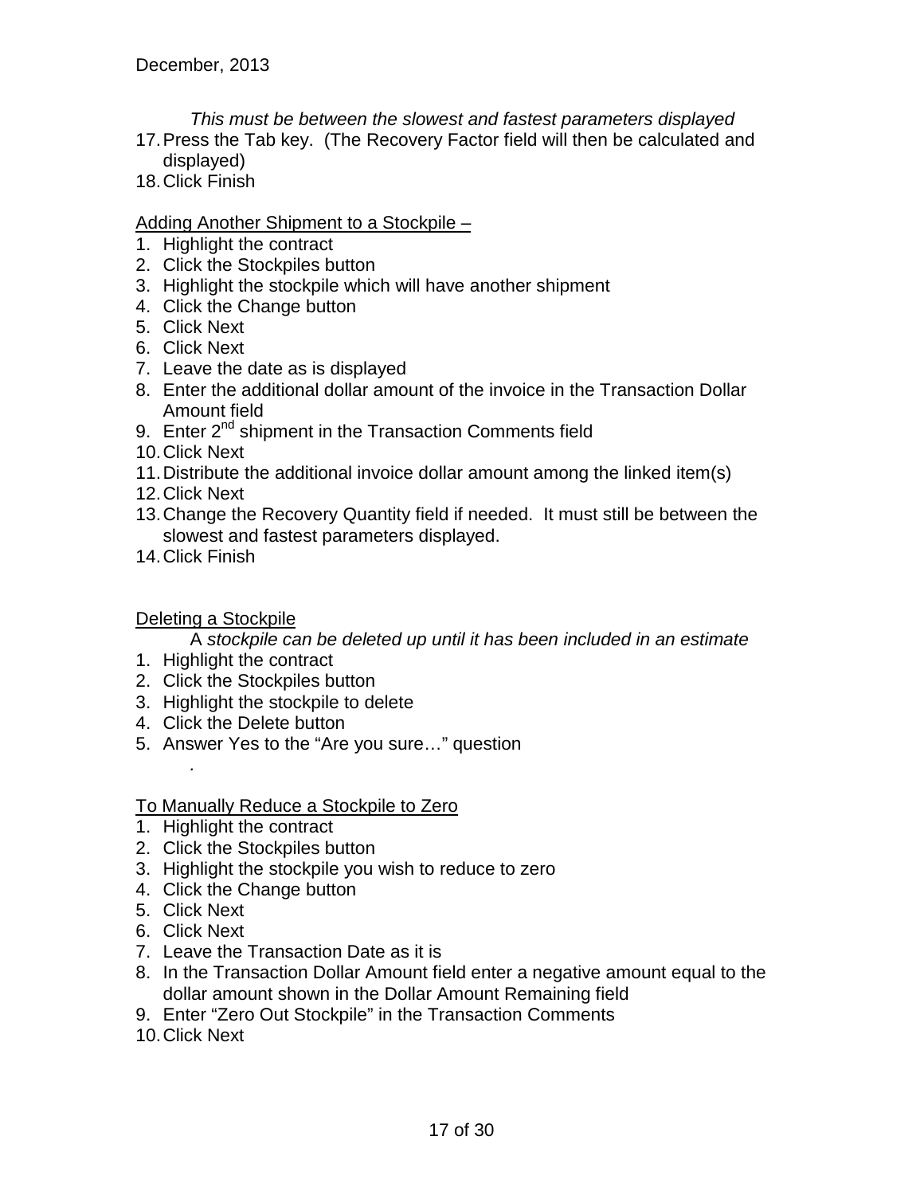*This must be between the slowest and fastest parameters displayed*

17. Press the Tab key. (The Recovery Factor field will then be calculated and displayed)
18. Click Finish

<u>Adding Another Shipment to a Stockpile –</u>

1. Highlight the contract
2. Click the Stockpiles button
3. Highlight the stockpile which will have another shipment
4. Click the Change button
5. Click Next
6. Click Next
7. Leave the date as is displayed
8. Enter the additional dollar amount of the invoice in the Transaction Dollar Amount field
9. Enter 2nd shipment in the Transaction Comments field
10. Click Next
11. Distribute the additional invoice dollar amount among the linked item(s)
12. Click Next
13. Change the Recovery Quantity field if needed. It must still be between the slowest and fastest parameters displayed.
14. Click Finish

<u>Deleting a Stockpile</u>

A *stockpile can be deleted up until it has been included in an estimate*

1. Highlight the contract
2. Click the Stockpiles button
3. Highlight the stockpile to delete
4. Click the Delete button
5. Answer Yes to the “Are you sure…” question

*.*

<u>To Manually Reduce a Stockpile to Zero</u>

1. Highlight the contract
2. Click the Stockpiles button
3. Highlight the stockpile you wish to reduce to zero
4. Click the Change button
5. Click Next
6. Click Next
7. Leave the Transaction Date as it is
8. In the Transaction Dollar Amount field enter a negative amount equal to the dollar amount shown in the Dollar Amount Remaining field
9. Enter “Zero Out Stockpile” in the Transaction Comments
10. Click Next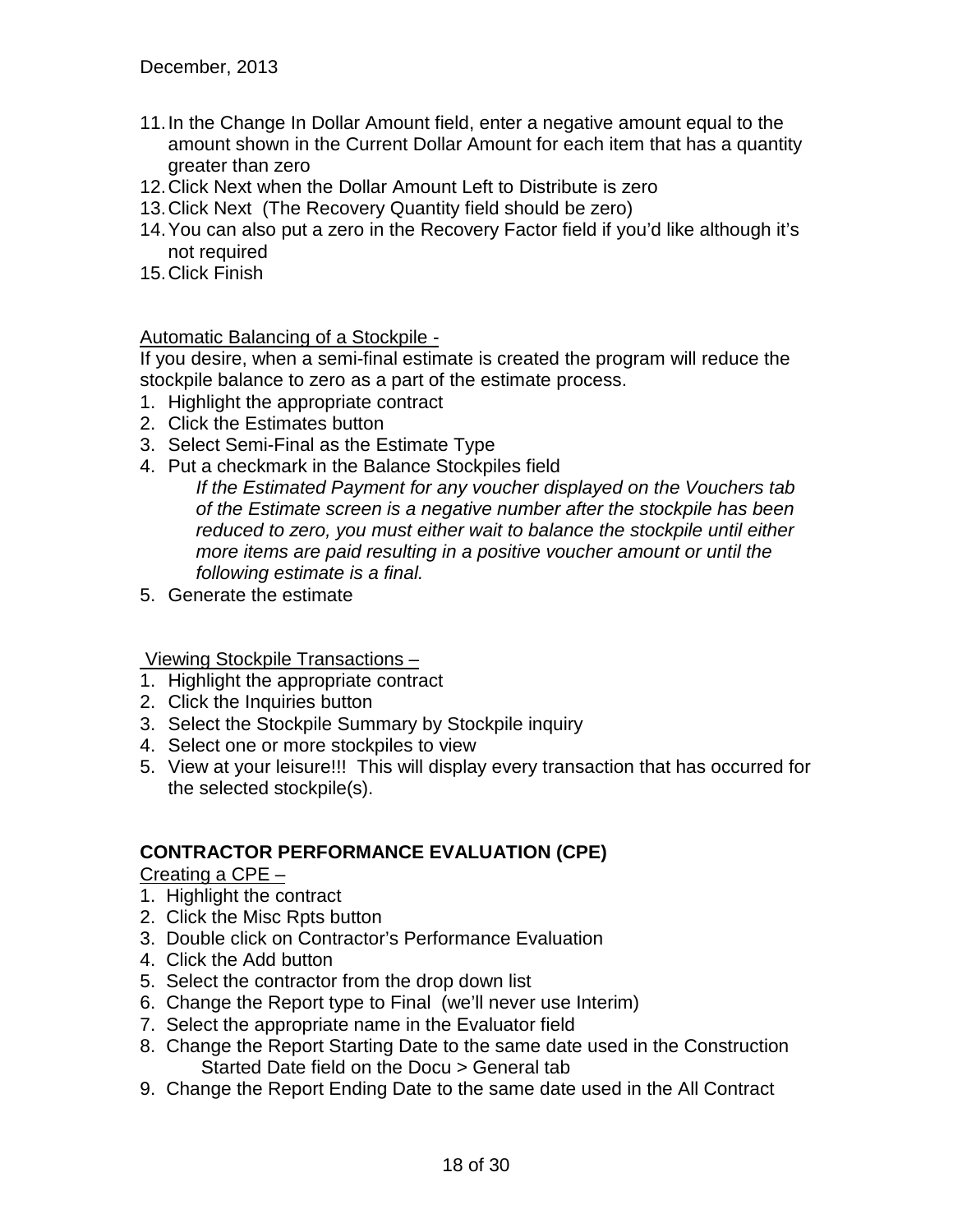11. In the Change In Dollar Amount field, enter a negative amount equal to the amount shown in the Current Dollar Amount for each item that has a quantity greater than zero
12. Click Next when the Dollar Amount Left to Distribute is zero
13. Click Next (The Recovery Quantity field should be zero)
14. You can also put a zero in the Recovery Factor field if you'd like although it's not required
15. Click Finish

Automatic Balancing of a Stockpile -

If you desire, when a semi-final estimate is created the program will reduce the stockpile balance to zero as a part of the estimate process.

1. Highlight the appropriate contract
2. Click the Estimates button
3. Select Semi-Final as the Estimate Type
4. Put a checkmark in the Balance Stockpiles field

   *If the Estimated Payment for any voucher displayed on the Vouchers tab of the Estimate screen is a negative number after the stockpile has been reduced to zero, you must either wait to balance the stockpile until either more items are paid resulting in a positive voucher amount or until the following estimate is a final.*
5. Generate the estimate

Viewing Stockpile Transactions –

1. Highlight the appropriate contract
2. Click the Inquiries button
3. Select the Stockpile Summary by Stockpile inquiry
4. Select one or more stockpiles to view
5. View at your leisure!!! This will display every transaction that has occurred for the selected stockpile(s).

**CONTRACTOR PERFORMANCE EVALUATION (CPE)**

Creating a CPE –

1. Highlight the contract
2. Click the Misc Rpts button
3. Double click on Contractor's Performance Evaluation
4. Click the Add button
5. Select the contractor from the drop down list
6. Change the Report type to Final (we'll never use Interim)
7. Select the appropriate name in the Evaluator field
8. Change the Report Starting Date to the same date used in the Construction Started Date field on the Docu > General tab
9. Change the Report Ending Date to the same date used in the All Contract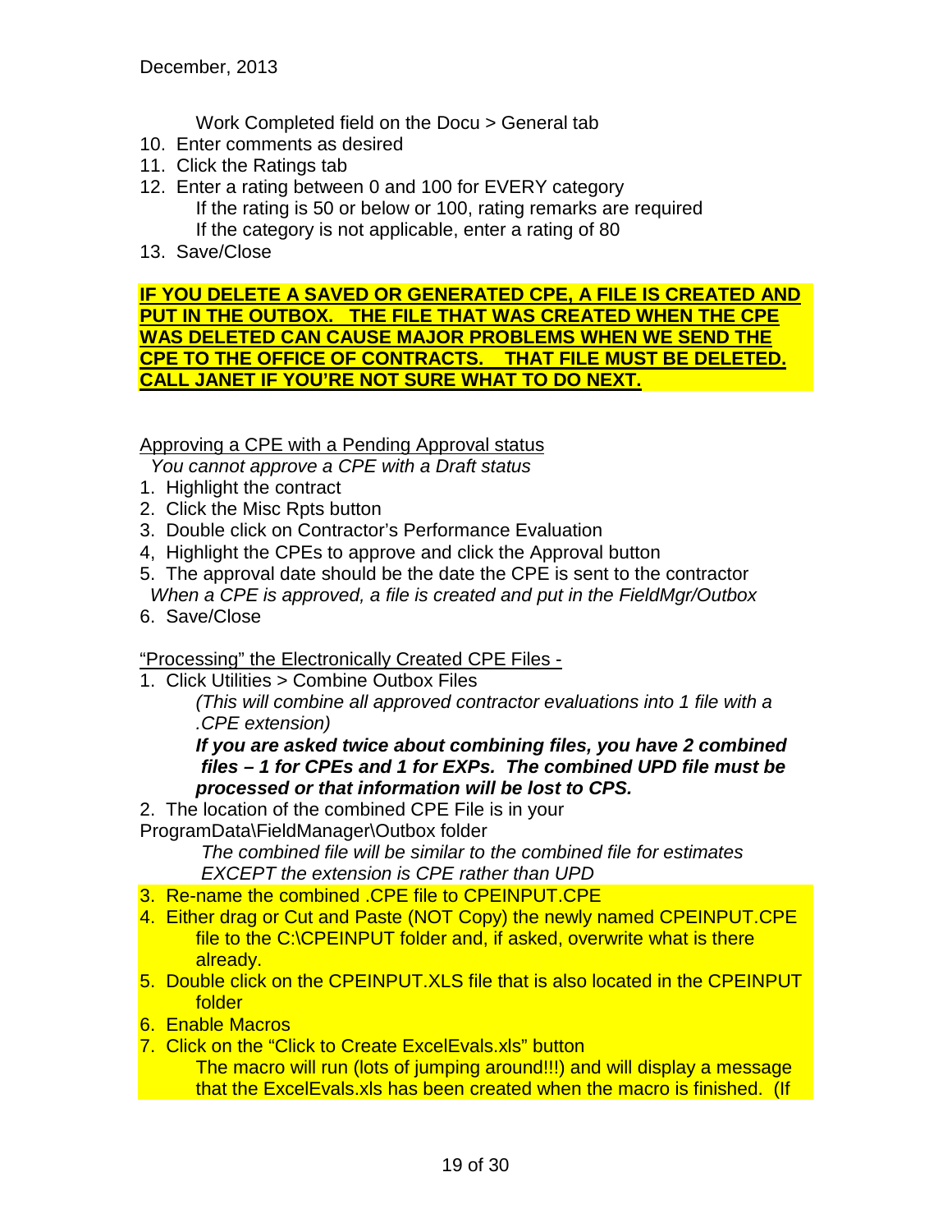Work Completed field on the Docu > General tab

10. Enter comments as desired
11. Click the Ratings tab
12. Enter a rating between 0 and 100 for EVERY category
    If the rating is 50 or below or 100, rating remarks are required
    If the category is not applicable, enter a rating of 80
13. Save/Close

**IF YOU DELETE A SAVED OR GENERATED CPE, A FILE IS CREATED AND PUT IN THE OUTBOX. THE FILE THAT WAS CREATED WHEN THE CPE WAS DELETED CAN CAUSE MAJOR PROBLEMS WHEN WE SEND THE CPE TO THE OFFICE OF CONTRACTS. THAT FILE MUST BE DELETED. CALL JANET IF YOU'RE NOT SURE WHAT TO DO NEXT.**

Approving a CPE with a Pending Approval status

*You cannot approve a CPE with a Draft status*

1. Highlight the contract
2. Click the Misc Rpts button
3. Double click on Contractor's Performance Evaluation
4. Highlight the CPEs to approve and click the Approval button
5. The approval date should be the date the CPE is sent to the contractor
   *When a CPE is approved, a file is created and put in the FieldMgr/Outbox*
6. Save/Close

"Processing" the Electronically Created CPE Files -

1. Click Utilities > Combine Outbox Files
   *(This will combine all approved contractor evaluations into 1 file with a .CPE extension)*
   ***If you are asked twice about combining files, you have 2 combined files – 1 for CPEs and 1 for EXPs. The combined UPD file must be processed or that information will be lost to CPS.***
2. The location of the combined CPE File is in your ProgramData\FieldManager\Outbox folder
   *The combined file will be similar to the combined file for estimates EXCEPT the extension is CPE rather than UPD*
3. Re-name the combined .CPE file to CPEINPUT.CPE
4. Either drag or Cut and Paste (NOT Copy) the newly named CPEINPUT.CPE file to the C:\CPEINPUT folder and, if asked, overwrite what is there already.
5. Double click on the CPEINPUT.XLS file that is also located in the CPEINPUT folder
6. Enable Macros
7. Click on the "Click to Create ExcelEvals.xls" button
   The macro will run (lots of jumping around!!!) and will display a message that the ExcelEvals.xls has been created when the macro is finished. (If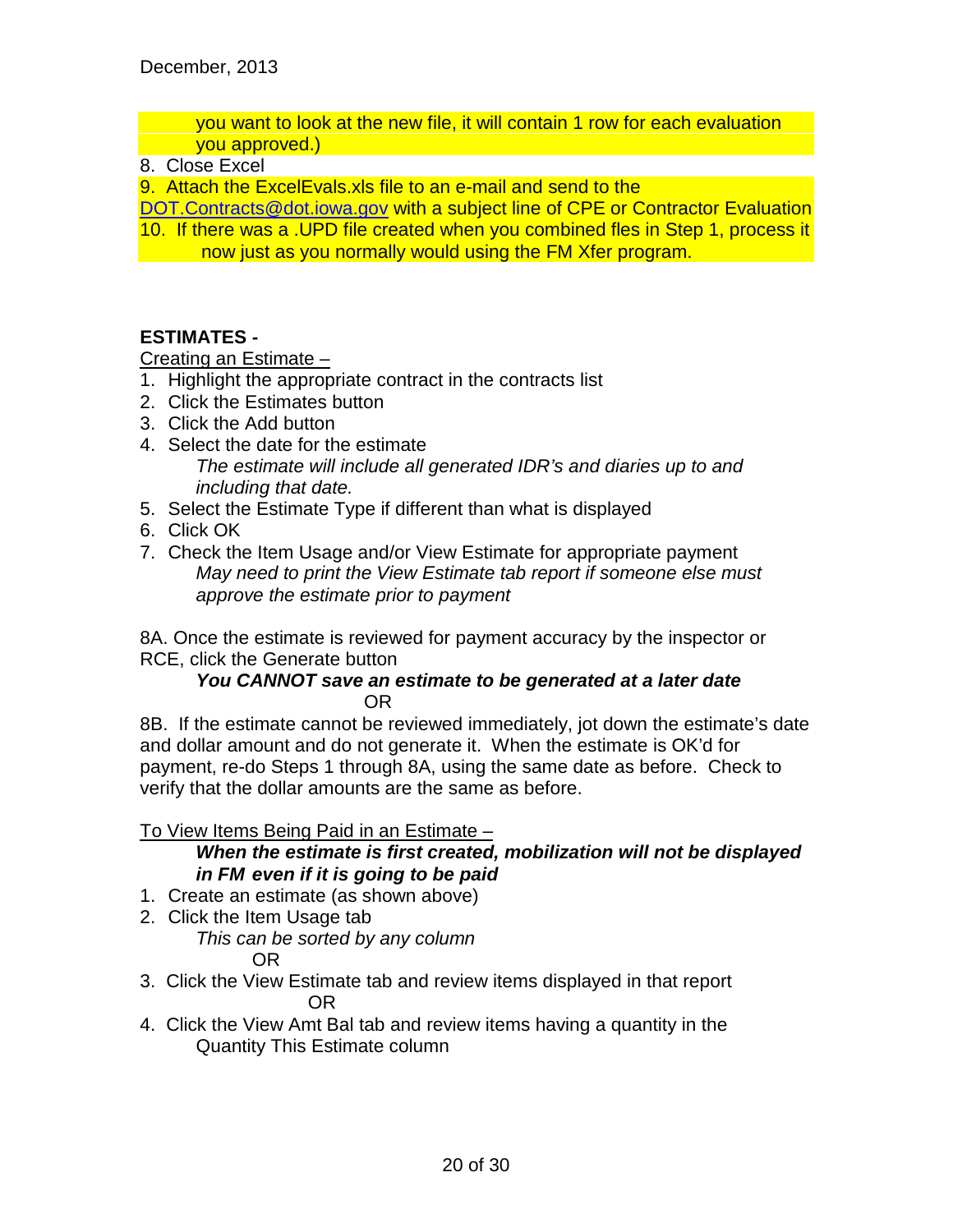you want to look at the new file, it will contain 1 row for each evaluation you approved.)

8. Close Excel
9. Attach the ExcelEvals.xls file to an e-mail and send to the DOT.Contracts@dot.iowa.gov with a subject line of CPE or Contractor Evaluation
10. If there was a .UPD file created when you combined fles in Step 1, process it now just as you normally would using the FM Xfer program.

**ESTIMATES -**

Creating an Estimate –

1. Highlight the appropriate contract in the contracts list
2. Click the Estimates button
3. Click the Add button
4. Select the date for the estimate
   *The estimate will include all generated IDR's and diaries up to and including that date.*
5. Select the Estimate Type if different than what is displayed
6. Click OK
7. Check the Item Usage and/or View Estimate for appropriate payment
   *May need to print the View Estimate tab report if someone else must approve the estimate prior to payment*

8A. Once the estimate is reviewed for payment accuracy by the inspector or RCE, click the Generate button

***You CANNOT save an estimate to be generated at a later date***

OR

8B. If the estimate cannot be reviewed immediately, jot down the estimate's date and dollar amount and do not generate it. When the estimate is OK'd for payment, re-do Steps 1 through 8A, using the same date as before. Check to verify that the dollar amounts are the same as before.

To View Items Being Paid in an Estimate –

***When the estimate is first created, mobilization will not be displayed in FM even if it is going to be paid***

1. Create an estimate (as shown above)
2. Click the Item Usage tab
   *This can be sorted by any column*
   OR
3. Click the View Estimate tab and review items displayed in that report
   OR
4. Click the View Amt Bal tab and review items having a quantity in the Quantity This Estimate column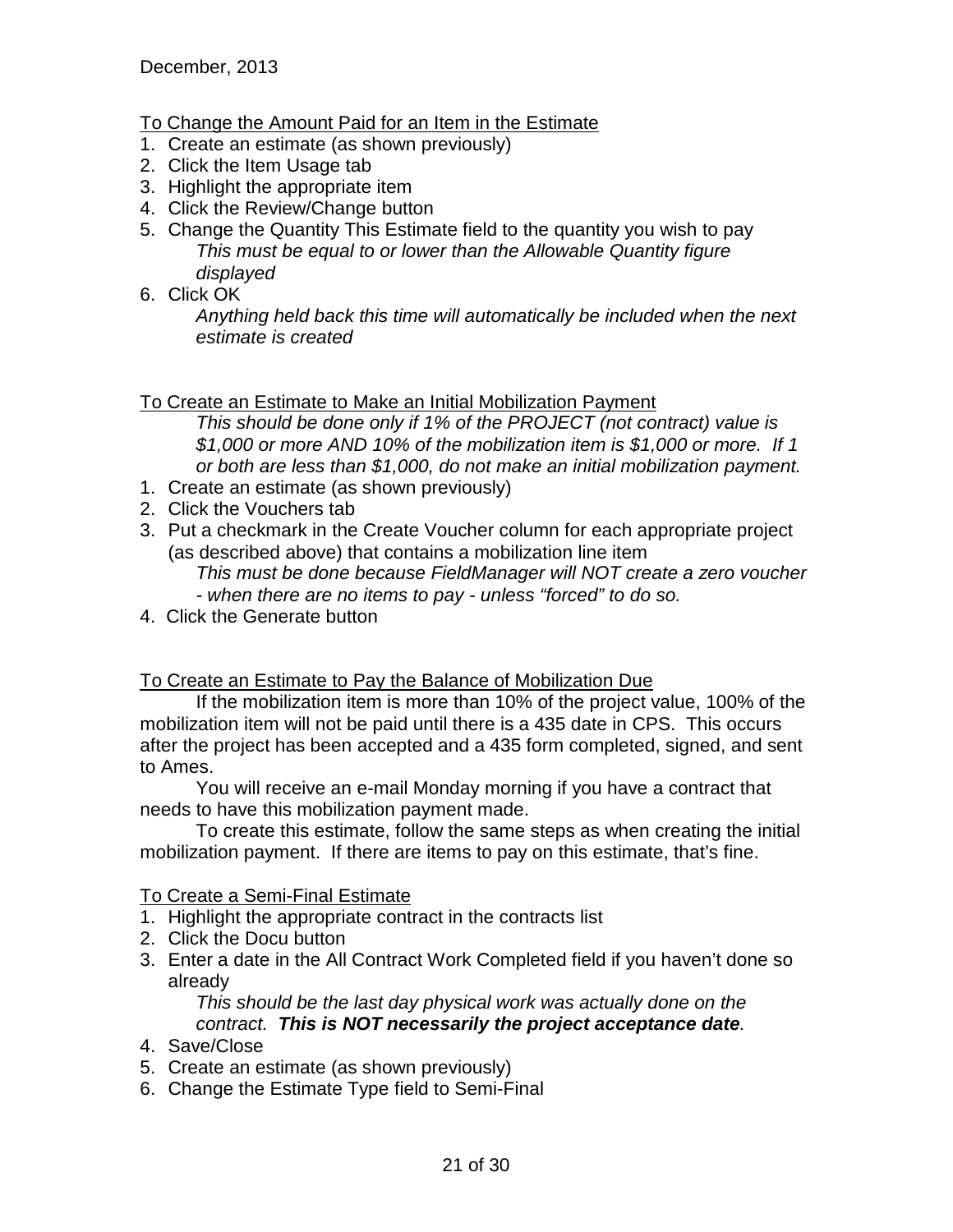December, 2013

To Change the Amount Paid for an Item in the Estimate

1. Create an estimate (as shown previously)
2. Click the Item Usage tab
3. Highlight the appropriate item
4. Click the Review/Change button
5. Change the Quantity This Estimate field to the quantity you wish to pay
   *This must be equal to or lower than the Allowable Quantity figure displayed*
6. Click OK
   *Anything held back this time will automatically be included when the next estimate is created*

To Create an Estimate to Make an Initial Mobilization Payment

*This should be done only if 1% of the PROJECT (not contract) value is $1,000 or more AND 10% of the mobilization item is $1,000 or more. If 1 or both are less than $1,000, do not make an initial mobilization payment.*

1. Create an estimate (as shown previously)
2. Click the Vouchers tab
3. Put a checkmark in the Create Voucher column for each appropriate project (as described above) that contains a mobilization line item
   *This must be done because FieldManager will NOT create a zero voucher - when there are no items to pay - unless "forced" to do so.*
4. Click the Generate button

To Create an Estimate to Pay the Balance of Mobilization Due

If the mobilization item is more than 10% of the project value, 100% of the mobilization item will not be paid until there is a 435 date in CPS. This occurs after the project has been accepted and a 435 form completed, signed, and sent to Ames.

You will receive an e-mail Monday morning if you have a contract that needs to have this mobilization payment made.

To create this estimate, follow the same steps as when creating the initial mobilization payment. If there are items to pay on this estimate, that's fine.

To Create a Semi-Final Estimate

1. Highlight the appropriate contract in the contracts list
2. Click the Docu button
3. Enter a date in the All Contract Work Completed field if you haven't done so already
   *This should be the last day physical work was actually done on the contract.* ***This is NOT necessarily the project acceptance date****.*
4. Save/Close
5. Create an estimate (as shown previously)
6. Change the Estimate Type field to Semi-Final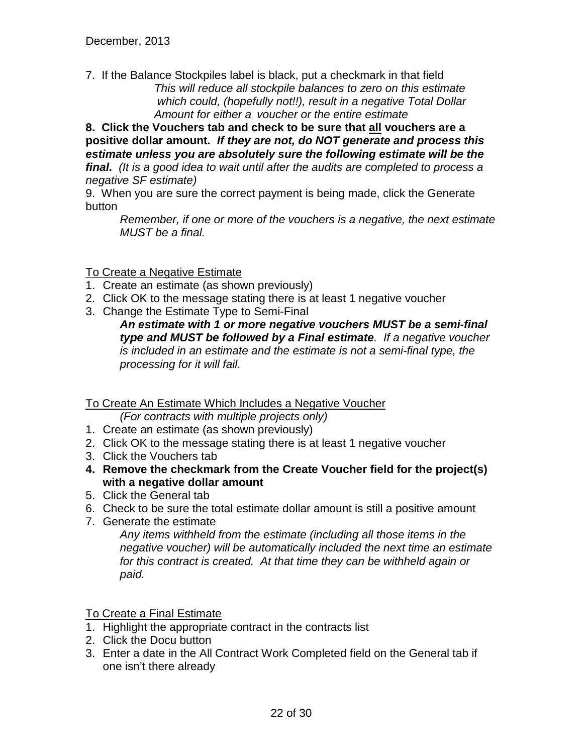7. If the Balance Stockpiles label is black, put a checkmark in that field

   *This will reduce all stockpile balances to zero on this estimate which could, (hopefully not!!), result in a negative Total Dollar Amount for either a voucher or the entire estimate*

**8. Click the Vouchers tab and check to be sure that <u>all</u> vouchers are a positive dollar amount.** ***If they are not, do NOT generate and process this estimate unless you are absolutely sure the following estimate will be the final.*** *(It is a good idea to wait until after the audits are completed to process a negative SF estimate)*

9. When you are sure the correct payment is being made, click the Generate button

   *Remember, if one or more of the vouchers is a negative, the next estimate MUST be a final.*

<u>To Create a Negative Estimate</u>

1. Create an estimate (as shown previously)
2. Click OK to the message stating there is at least 1 negative voucher
3. Change the Estimate Type to Semi-Final

   ***An estimate with 1 or more negative vouchers MUST be a semi-final type and MUST be followed by a Final estimate****. If a negative voucher is included in an estimate and the estimate is not a semi-final type, the processing for it will fail.*

<u>To Create An Estimate Which Includes a Negative Voucher</u>

*(For contracts with multiple projects only)*

1. Create an estimate (as shown previously)
2. Click OK to the message stating there is at least 1 negative voucher
3. Click the Vouchers tab
4. **Remove the checkmark from the Create Voucher field for the project(s) with a negative dollar amount**
5. Click the General tab
6. Check to be sure the total estimate dollar amount is still a positive amount
7. Generate the estimate

   *Any items withheld from the estimate (including all those items in the negative voucher) will be automatically included the next time an estimate for this contract is created. At that time they can be withheld again or paid.*

<u>To Create a Final Estimate</u>

1. Highlight the appropriate contract in the contracts list
2. Click the Docu button
3. Enter a date in the All Contract Work Completed field on the General tab if one isn't there already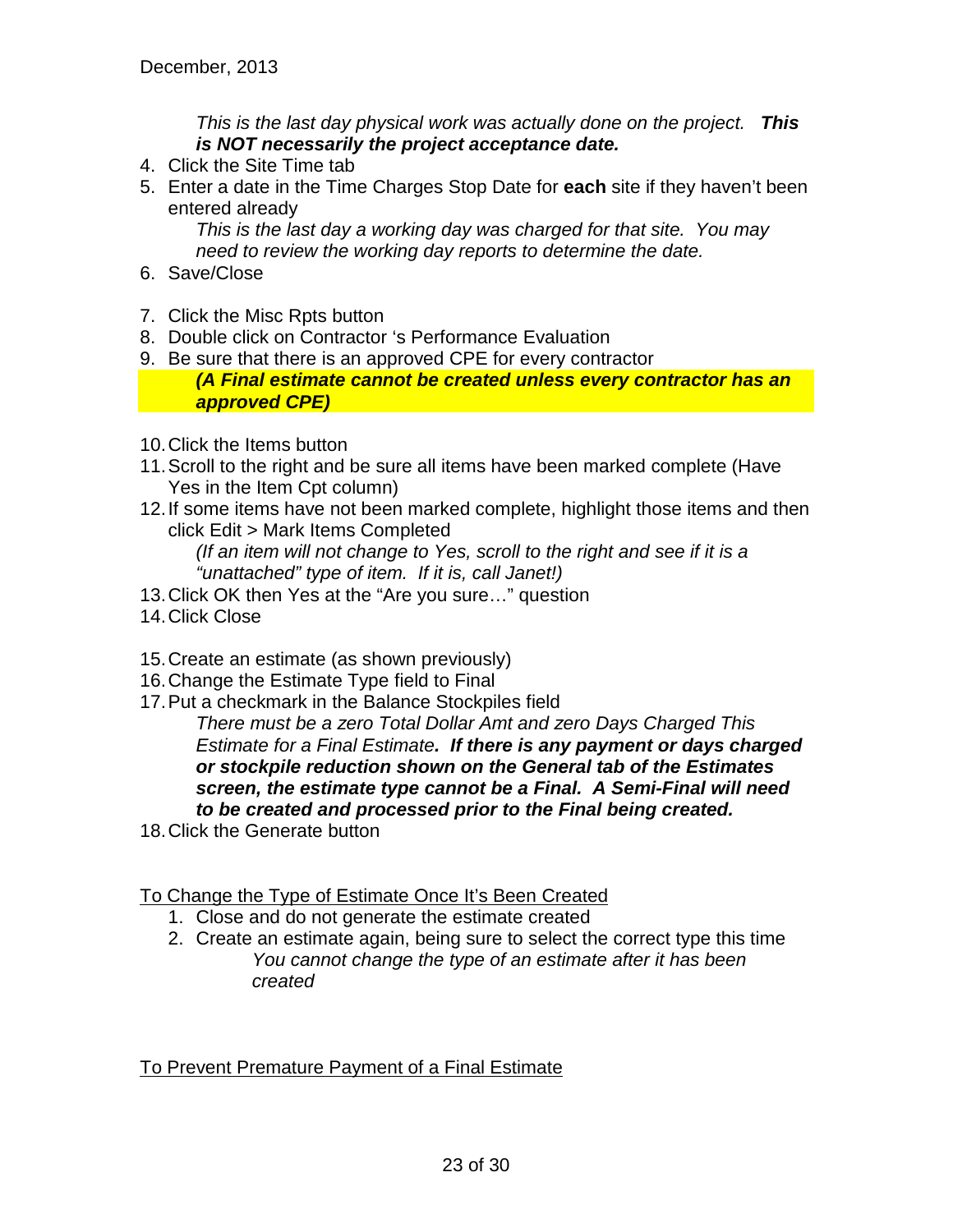*This is the last day physical work was actually done on the project.* ***This is NOT necessarily the project acceptance date.***

4. Click the Site Time tab
5. Enter a date in the Time Charges Stop Date for **each** site if they haven't been entered already

   *This is the last day a working day was charged for that site. You may need to review the working day reports to determine the date.*

6. Save/Close

7. Click the Misc Rpts button
8. Double click on Contractor 's Performance Evaluation
9. Be sure that there is an approved CPE for every contractor

   ***(A Final estimate cannot be created unless every contractor has an approved CPE)***

10. Click the Items button
11. Scroll to the right and be sure all items have been marked complete (Have Yes in the Item Cpt column)
12. If some items have not been marked complete, highlight those items and then click Edit > Mark Items Completed

    *(If an item will not change to Yes, scroll to the right and see if it is a "unattached" type of item. If it is, call Janet!)*

13. Click OK then Yes at the "Are you sure…" question
14. Click Close

15. Create an estimate (as shown previously)
16. Change the Estimate Type field to Final
17. Put a checkmark in the Balance Stockpiles field

    *There must be a zero Total Dollar Amt and zero Days Charged This Estimate for a Final Estimate.* ***If there is any payment or days charged or stockpile reduction shown on the General tab of the Estimates screen, the estimate type cannot be a Final. A Semi-Final will need to be created and processed prior to the Final being created.***

18. Click the Generate button

To Change the Type of Estimate Once It's Been Created

1. Close and do not generate the estimate created
2. Create an estimate again, being sure to select the correct type this time

   *You cannot change the type of an estimate after it has been created*

To Prevent Premature Payment of a Final Estimate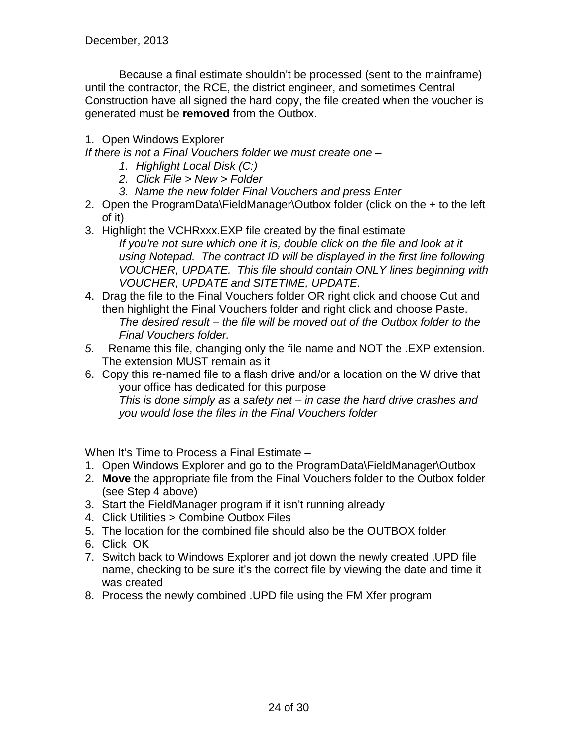December, 2013

Because a final estimate shouldn't be processed (sent to the mainframe) until the contractor, the RCE, the district engineer, and sometimes Central Construction have all signed the hard copy, the file created when the voucher is generated must be **removed** from the Outbox.

1. Open Windows Explorer

*If there is not a Final Vouchers folder we must create one –*

   1. *Highlight Local Disk (C:)*
   2. *Click File > New > Folder*
   3. *Name the new folder Final Vouchers and press Enter*

2. Open the ProgramData\FieldManager\Outbox folder (click on the + to the left of it)
3. Highlight the VCHRxxx.EXP file created by the final estimate
   *If you're not sure which one it is, double click on the file and look at it using Notepad. The contract ID will be displayed in the first line following VOUCHER, UPDATE. This file should contain ONLY lines beginning with VOUCHER, UPDATE and SITETIME, UPDATE.*
4. Drag the file to the Final Vouchers folder OR right click and choose Cut and then highlight the Final Vouchers folder and right click and choose Paste.
   *The desired result – the file will be moved out of the Outbox folder to the Final Vouchers folder.*
5. Rename this file, changing only the file name and NOT the .EXP extension. The extension MUST remain as it
6. Copy this re-named file to a flash drive and/or a location on the W drive that your office has dedicated for this purpose
   *This is done simply as a safety net – in case the hard drive crashes and you would lose the files in the Final Vouchers folder*

<u>When It's Time to Process a Final Estimate –</u>

1. Open Windows Explorer and go to the ProgramData\FieldManager\Outbox
2. **Move** the appropriate file from the Final Vouchers folder to the Outbox folder (see Step 4 above)
3. Start the FieldManager program if it isn't running already
4. Click Utilities > Combine Outbox Files
5. The location for the combined file should also be the OUTBOX folder
6. Click OK
7. Switch back to Windows Explorer and jot down the newly created .UPD file name, checking to be sure it's the correct file by viewing the date and time it was created
8. Process the newly combined .UPD file using the FM Xfer program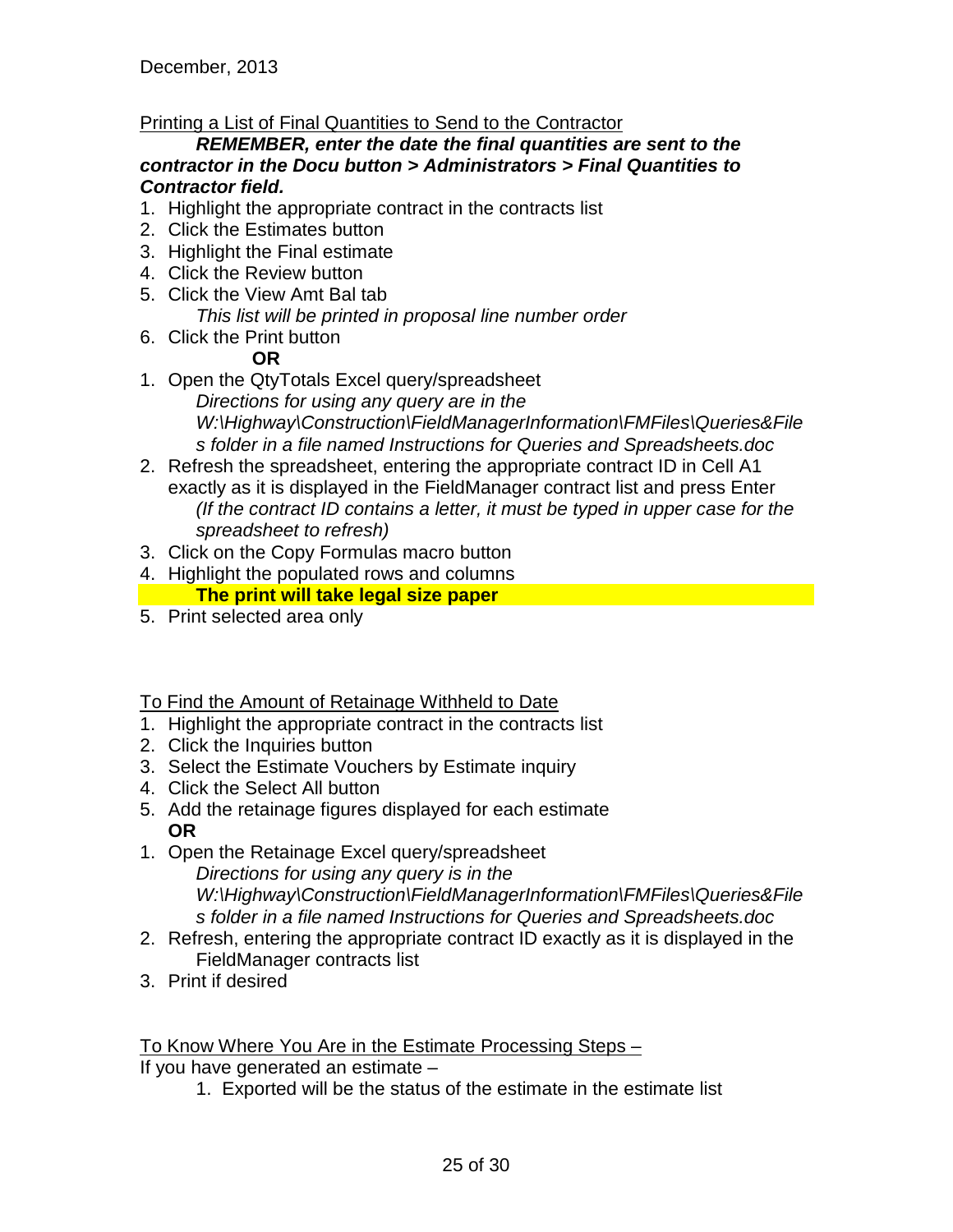December, 2013

Printing a List of Final Quantities to Send to the Contractor

***REMEMBER, enter the date the final quantities are sent to the contractor in the Docu button > Administrators > Final Quantities to Contractor field.***

1. Highlight the appropriate contract in the contracts list
2. Click the Estimates button
3. Highlight the Final estimate
4. Click the Review button
5. Click the View Amt Bal tab

   *This list will be printed in proposal line number order*
6. Click the Print button

   **OR**

1. Open the QtyTotals Excel query/spreadsheet

   *Directions for using any query are in the W:\Highway\Construction\FieldManagerInformation\FMFiles\Queries&Files folder in a file named Instructions for Queries and Spreadsheets.doc*
2. Refresh the spreadsheet, entering the appropriate contract ID in Cell A1 exactly as it is displayed in the FieldManager contract list and press Enter

   *(If the contract ID contains a letter, it must be typed in upper case for the spreadsheet to refresh)*
3. Click on the Copy Formulas macro button
4. Highlight the populated rows and columns

   **The print will take legal size paper**
5. Print selected area only

To Find the Amount of Retainage Withheld to Date

1. Highlight the appropriate contract in the contracts list
2. Click the Inquiries button
3. Select the Estimate Vouchers by Estimate inquiry
4. Click the Select All button
5. Add the retainage figures displayed for each estimate

   **OR**

1. Open the Retainage Excel query/spreadsheet

   *Directions for using any query is in the W:\Highway\Construction\FieldManagerInformation\FMFiles\Queries&Files folder in a file named Instructions for Queries and Spreadsheets.doc*
2. Refresh, entering the appropriate contract ID exactly as it is displayed in the FieldManager contracts list
3. Print if desired

To Know Where You Are in the Estimate Processing Steps –

If you have generated an estimate –

1. Exported will be the status of the estimate in the estimate list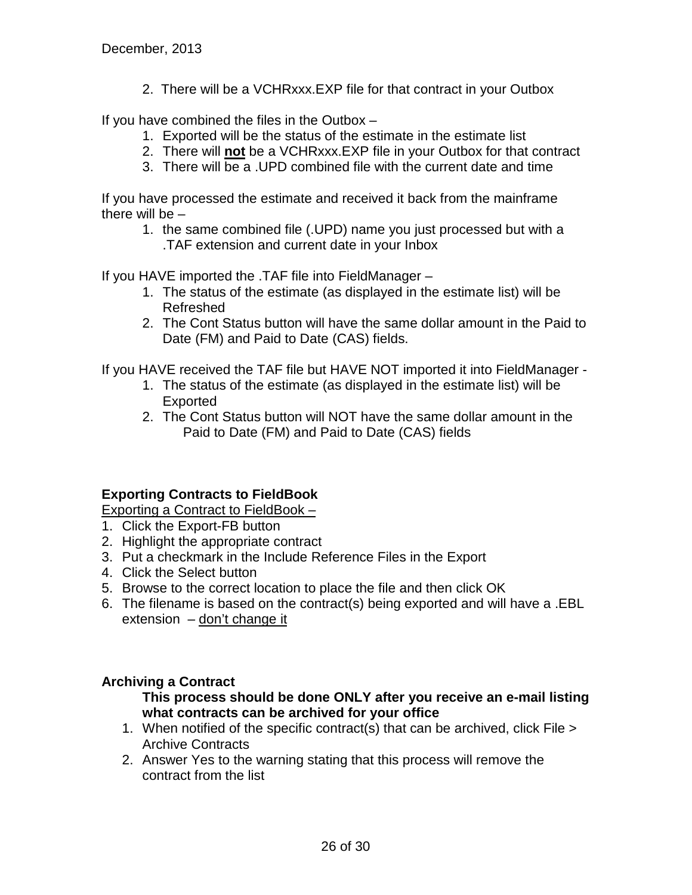2. There will be a VCHRxxx.EXP file for that contract in your Outbox

If you have combined the files in the Outbox –

1. Exported will be the status of the estimate in the estimate list
2. There will **not** be a VCHRxxx.EXP file in your Outbox for that contract
3. There will be a .UPD combined file with the current date and time

If you have processed the estimate and received it back from the mainframe there will be –

1. the same combined file (.UPD) name you just processed but with a .TAF extension and current date in your Inbox

If you HAVE imported the .TAF file into FieldManager –

1. The status of the estimate (as displayed in the estimate list) will be Refreshed
2. The Cont Status button will have the same dollar amount in the Paid to Date (FM) and Paid to Date (CAS) fields.

If you HAVE received the TAF file but HAVE NOT imported it into FieldManager -

1. The status of the estimate (as displayed in the estimate list) will be Exported
2. The Cont Status button will NOT have the same dollar amount in the Paid to Date (FM) and Paid to Date (CAS) fields

**Exporting Contracts to FieldBook**

<u>Exporting a Contract to FieldBook –</u>

1. Click the Export-FB button
2. Highlight the appropriate contract
3. Put a checkmark in the Include Reference Files in the Export
4. Click the Select button
5. Browse to the correct location to place the file and then click OK
6. The filename is based on the contract(s) being exported and will have a .EBL extension – <u>don't change it</u>

**Archiving a Contract**

**This process should be done ONLY after you receive an e-mail listing what contracts can be archived for your office**

1. When notified of the specific contract(s) that can be archived, click File > Archive Contracts
2. Answer Yes to the warning stating that this process will remove the contract from the list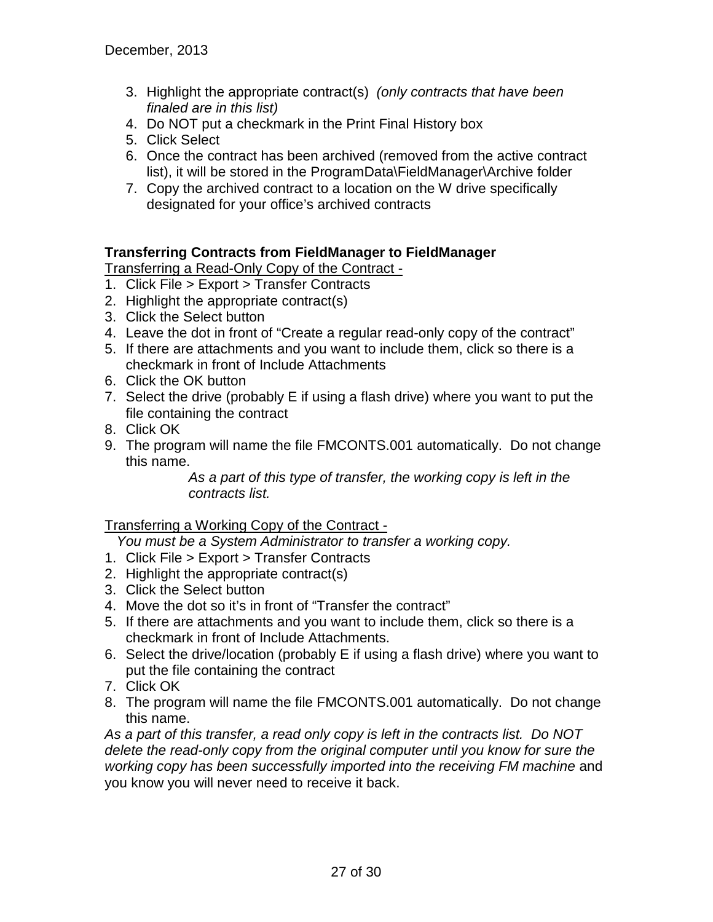3. Highlight the appropriate contract(s) *(only contracts that have been finaled are in this list)*
4. Do NOT put a checkmark in the Print Final History box
5. Click Select
6. Once the contract has been archived (removed from the active contract list), it will be stored in the ProgramData\FieldManager\Archive folder
7. Copy the archived contract to a location on the W drive specifically designated for your office's archived contracts

**Transferring Contracts from FieldManager to FieldManager**

<u>Transferring a Read-Only Copy of the Contract -</u>

1. Click File > Export > Transfer Contracts
2. Highlight the appropriate contract(s)
3. Click the Select button
4. Leave the dot in front of "Create a regular read-only copy of the contract"
5. If there are attachments and you want to include them, click so there is a checkmark in front of Include Attachments
6. Click the OK button
7. Select the drive (probably E if using a flash drive) where you want to put the file containing the contract
8. Click OK
9. The program will name the file FMCONTS.001 automatically. Do not change this name.

    *As a part of this type of transfer, the working copy is left in the contracts list.*

<u>Transferring a Working Copy of the Contract -</u>

*You must be a System Administrator to transfer a working copy.*

1. Click File > Export > Transfer Contracts
2. Highlight the appropriate contract(s)
3. Click the Select button
4. Move the dot so it's in front of "Transfer the contract"
5. If there are attachments and you want to include them, click so there is a checkmark in front of Include Attachments.
6. Select the drive/location (probably E if using a flash drive) where you want to put the file containing the contract
7. Click OK
8. The program will name the file FMCONTS.001 automatically. Do not change this name.

*As a part of this transfer, a read only copy is left in the contracts list. Do NOT delete the read-only copy from the original computer until you know for sure the working copy has been successfully imported into the receiving FM machine* and you know you will never need to receive it back.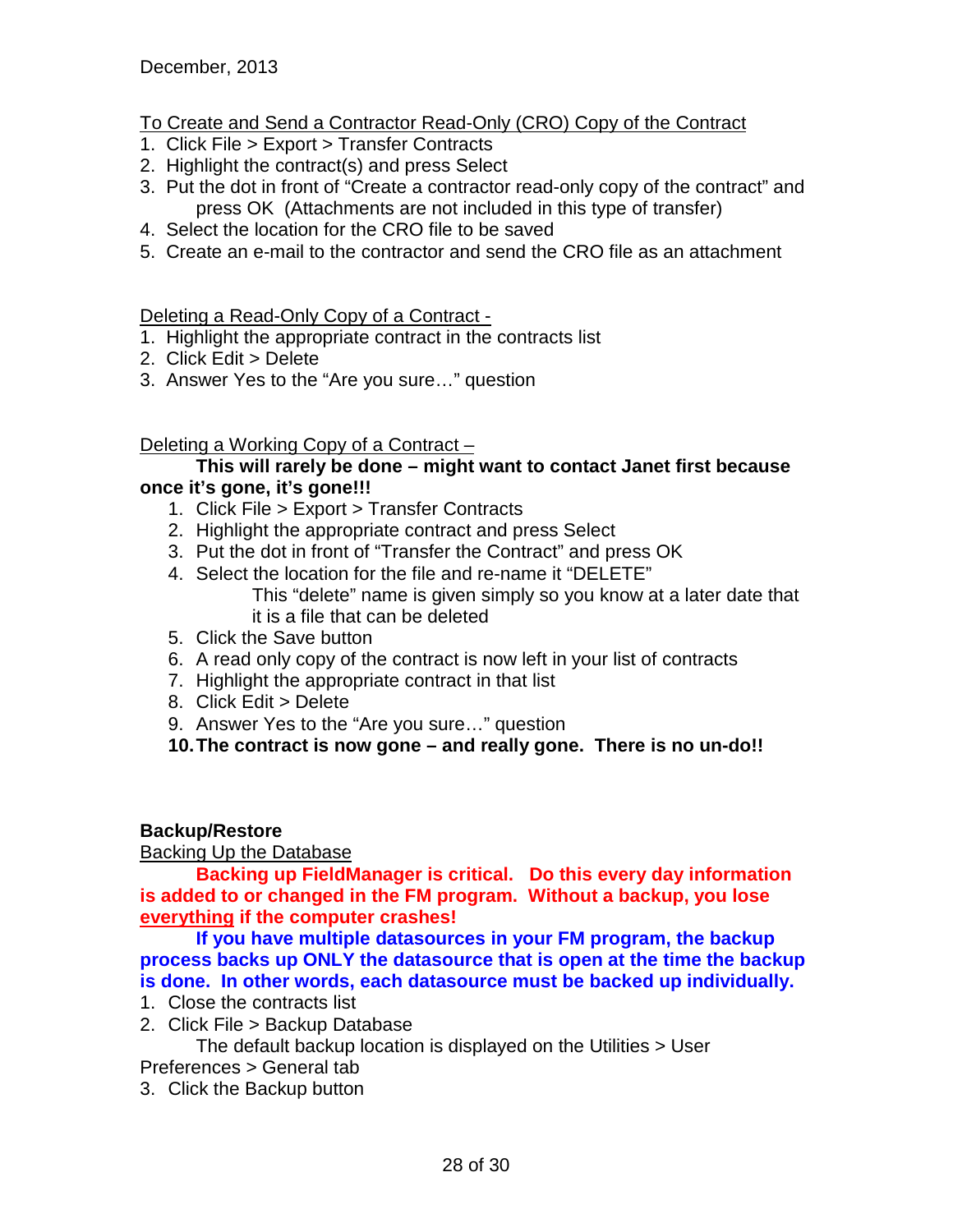December, 2013

To Create and Send a Contractor Read-Only (CRO) Copy of the Contract

1. Click File > Export > Transfer Contracts
2. Highlight the contract(s) and press Select
3. Put the dot in front of "Create a contractor read-only copy of the contract" and press OK (Attachments are not included in this type of transfer)
4. Select the location for the CRO file to be saved
5. Create an e-mail to the contractor and send the CRO file as an attachment

Deleting a Read-Only Copy of a Contract -

1. Highlight the appropriate contract in the contracts list
2. Click Edit > Delete
3. Answer Yes to the "Are you sure…" question

Deleting a Working Copy of a Contract –

**This will rarely be done – might want to contact Janet first because once it's gone, it's gone!!!**

1. Click File > Export > Transfer Contracts
2. Highlight the appropriate contract and press Select
3. Put the dot in front of "Transfer the Contract" and press OK
4. Select the location for the file and re-name it "DELETE"
   This "delete" name is given simply so you know at a later date that it is a file that can be deleted
5. Click the Save button
6. A read only copy of the contract is now left in your list of contracts
7. Highlight the appropriate contract in that list
8. Click Edit > Delete
9. Answer Yes to the "Are you sure…" question
10. **The contract is now gone – and really gone. There is no un-do!!**

**Backup/Restore**

Backing Up the Database

**Backing up FieldManager is critical. Do this every day information is added to or changed in the FM program. Without a backup, you lose everything if the computer crashes!**

**If you have multiple datasources in your FM program, the backup process backs up ONLY the datasource that is open at the time the backup is done. In other words, each datasource must be backed up individually.**

1. Close the contracts list
2. Click File > Backup Database
   The default backup location is displayed on the Utilities > User Preferences > General tab
3. Click the Backup button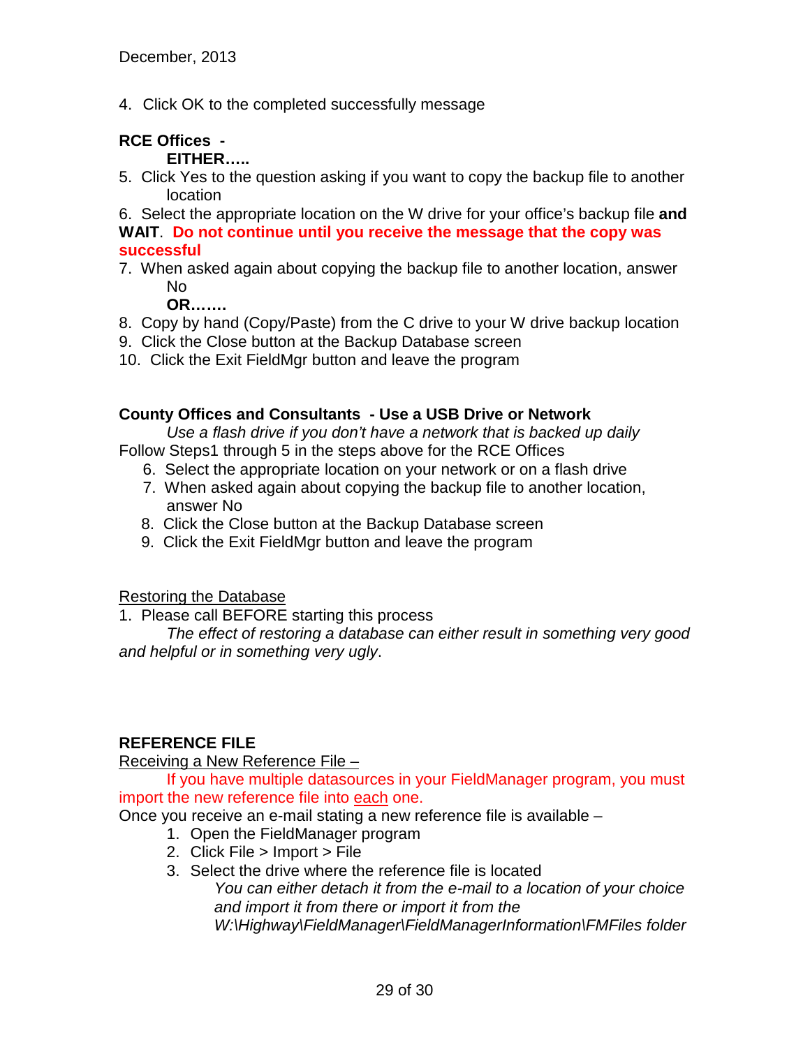December, 2013

4. Click OK to the completed successfully message

**RCE Offices -**

**EITHER…..**

5. Click Yes to the question asking if you want to copy the backup file to another location
6. Select the appropriate location on the W drive for your office's backup file **and WAIT**. **Do not continue until you receive the message that the copy was successful**
7. When asked again about copying the backup file to another location, answer No

**OR…….**

8. Copy by hand (Copy/Paste) from the C drive to your W drive backup location
9. Click the Close button at the Backup Database screen
10. Click the Exit FieldMgr button and leave the program

**County Offices and Consultants - Use a USB Drive or Network**

*Use a flash drive if you don't have a network that is backed up daily*

Follow Steps1 through 5 in the steps above for the RCE Offices

6. Select the appropriate location on your network or on a flash drive
7. When asked again about copying the backup file to another location, answer No
8. Click the Close button at the Backup Database screen
9. Click the Exit FieldMgr button and leave the program

Restoring the Database

1. Please call BEFORE starting this process

*The effect of restoring a database can either result in something very good and helpful or in something very ugly*.

**REFERENCE FILE**

Receiving a New Reference File –

If you have multiple datasources in your FieldManager program, you must import the new reference file into each one.

Once you receive an e-mail stating a new reference file is available –

1. Open the FieldManager program
2. Click File > Import > File
3. Select the drive where the reference file is located

   *You can either detach it from the e-mail to a location of your choice and import it from there or import it from the W:\Highway\FieldManager\FieldManagerInformation\FMFiles folder*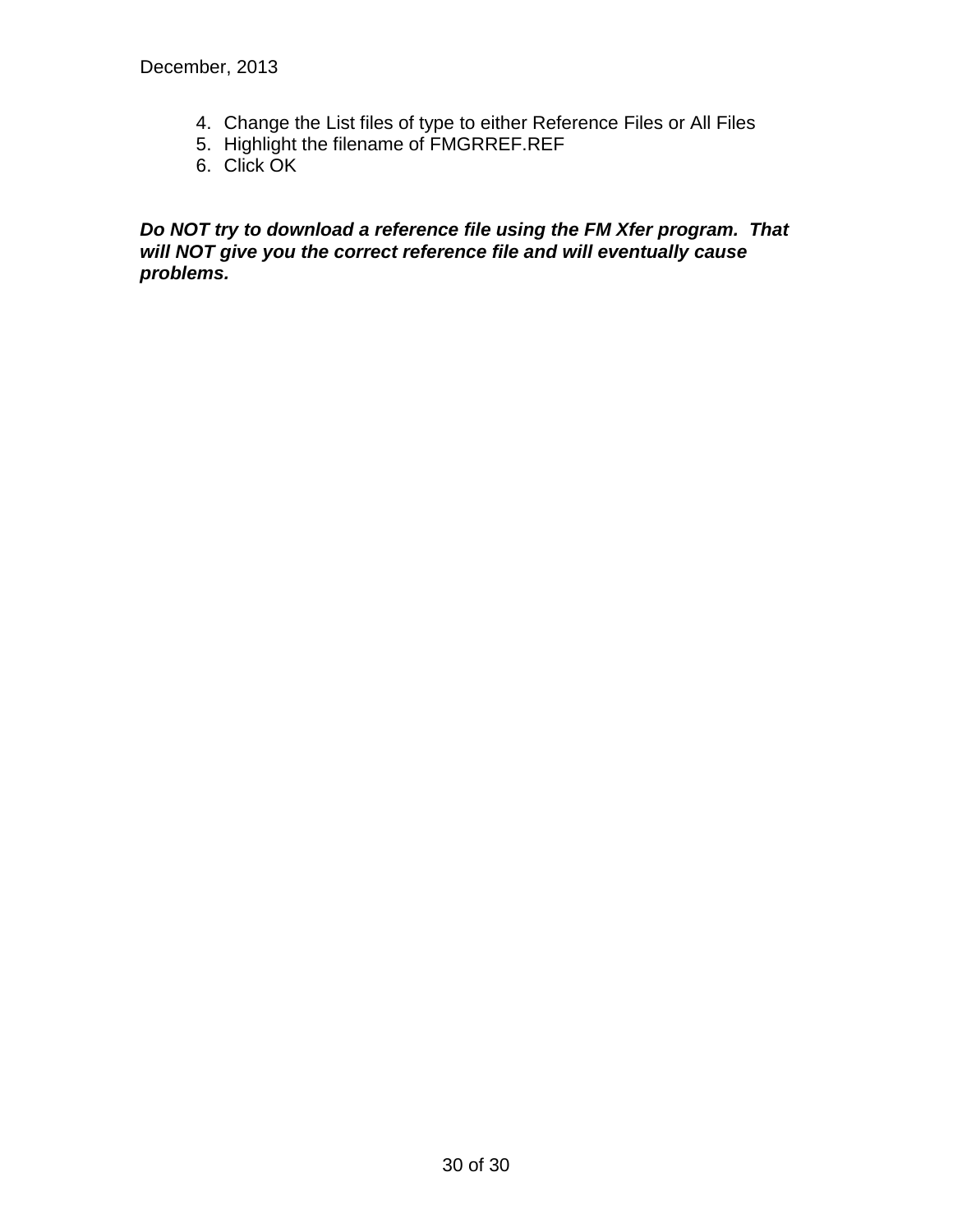4. Change the List files of type to either Reference Files or All Files
5. Highlight the filename of FMGRREF.REF
6. Click OK

***Do NOT try to download a reference file using the FM Xfer program. That will NOT give you the correct reference file and will eventually cause problems.***